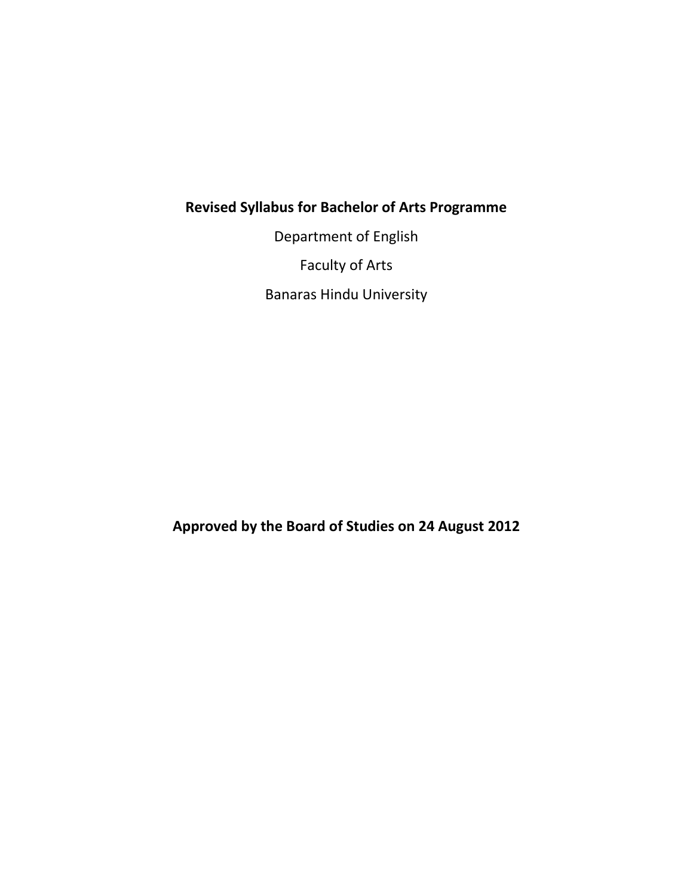# Revised Syllabus for Bachelor of Arts Programme

Department of English

Faculty of Arts

Banaras Hindu University

**Approved by the Board of Studies on 24 August 2012**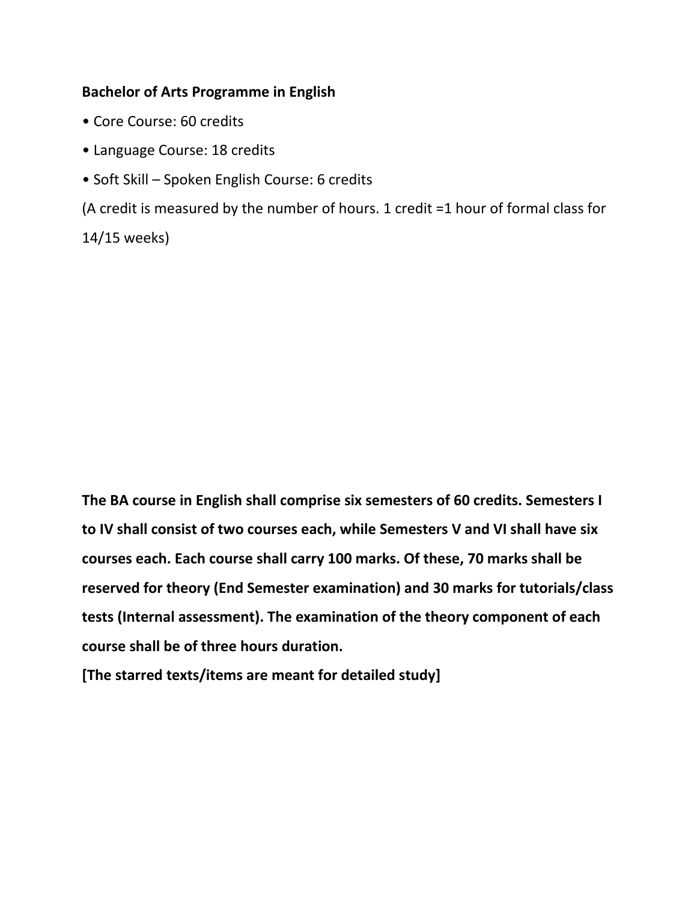**Bachelor of Arts Programme in English**

- Core Course: 60 credits
- Language Course: 18 credits
- Soft Skill – Spoken English Course: 6 credits

(A credit is measured by the number of hours. 1 credit =1 hour of formal class for 14/15 weeks)

**The BA course in English shall comprise six semesters of 60 credits. Semesters I to IV shall consist of two courses each, while Semesters V and VI shall have six courses each. Each course shall carry 100 marks. Of these, 70 marks shall be reserved for theory (End Semester examination) and 30 marks for tutorials/class tests (Internal assessment). The examination of the theory component of each course shall be of three hours duration.**

**[The starred texts/items are meant for detailed study]**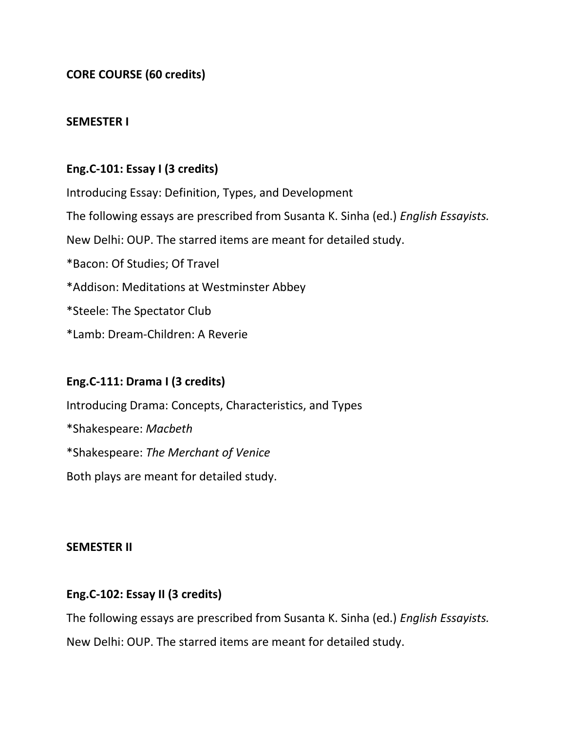**CORE COURSE (60 credits)**

**SEMESTER I**

**Eng.C-101: Essay I (3 credits)**

Introducing Essay: Definition, Types, and Development

The following essays are prescribed from Susanta K. Sinha (ed.) *English Essayists.* New Delhi: OUP. The starred items are meant for detailed study.

*Bacon: Of Studies; Of Travel

*Addison: Meditations at Westminster Abbey

*Steele: The Spectator Club

*Lamb: Dream-Children: A Reverie

**Eng.C-111: Drama I (3 credits)**

Introducing Drama: Concepts, Characteristics, and Types

*Shakespeare: *Macbeth*

*Shakespeare: *The Merchant of Venice*

Both plays are meant for detailed study.

**SEMESTER II**

**Eng.C-102: Essay II (3 credits)**

The following essays are prescribed from Susanta K. Sinha (ed.) *English Essayists.* New Delhi: OUP. The starred items are meant for detailed study.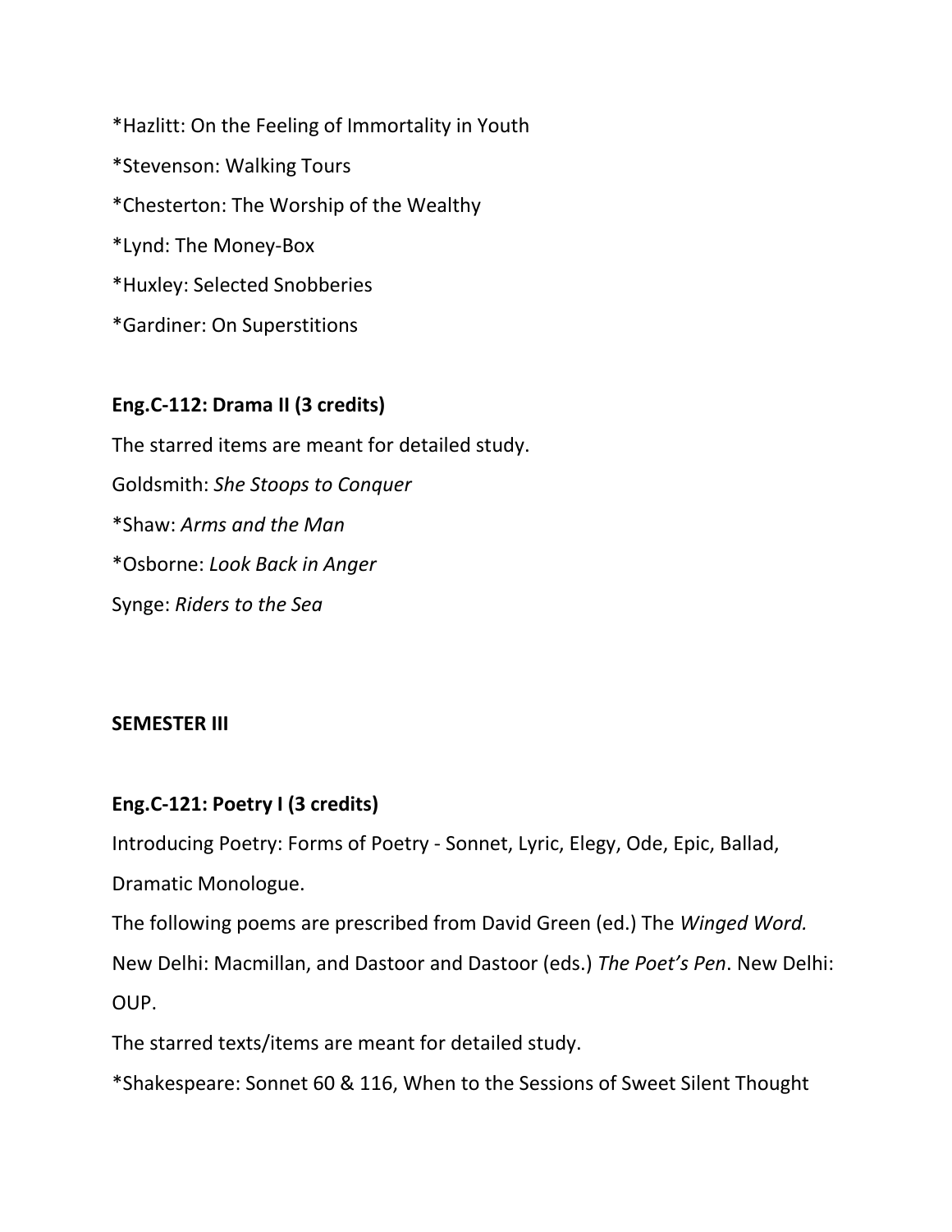*Hazlitt: On the Feeling of Immortality in Youth

*Stevenson: Walking Tours

*Chesterton: The Worship of the Wealthy

*Lynd: The Money-Box

*Huxley: Selected Snobberies

*Gardiner: On Superstitions

**Eng.C-112: Drama II (3 credits)**

The starred items are meant for detailed study.

Goldsmith: *She Stoops to Conquer*

*Shaw: *Arms and the Man*

*Osborne: *Look Back in Anger*

Synge: *Riders to the Sea*

**SEMESTER III**

**Eng.C-121: Poetry I (3 credits)**

Introducing Poetry: Forms of Poetry - Sonnet, Lyric, Elegy, Ode, Epic, Ballad, Dramatic Monologue.

The following poems are prescribed from David Green (ed.) The *Winged Word.* New Delhi: Macmillan, and Dastoor and Dastoor (eds.) *The Poet's Pen*. New Delhi: OUP.

The starred texts/items are meant for detailed study.

*Shakespeare: Sonnet 60 & 116, When to the Sessions of Sweet Silent Thought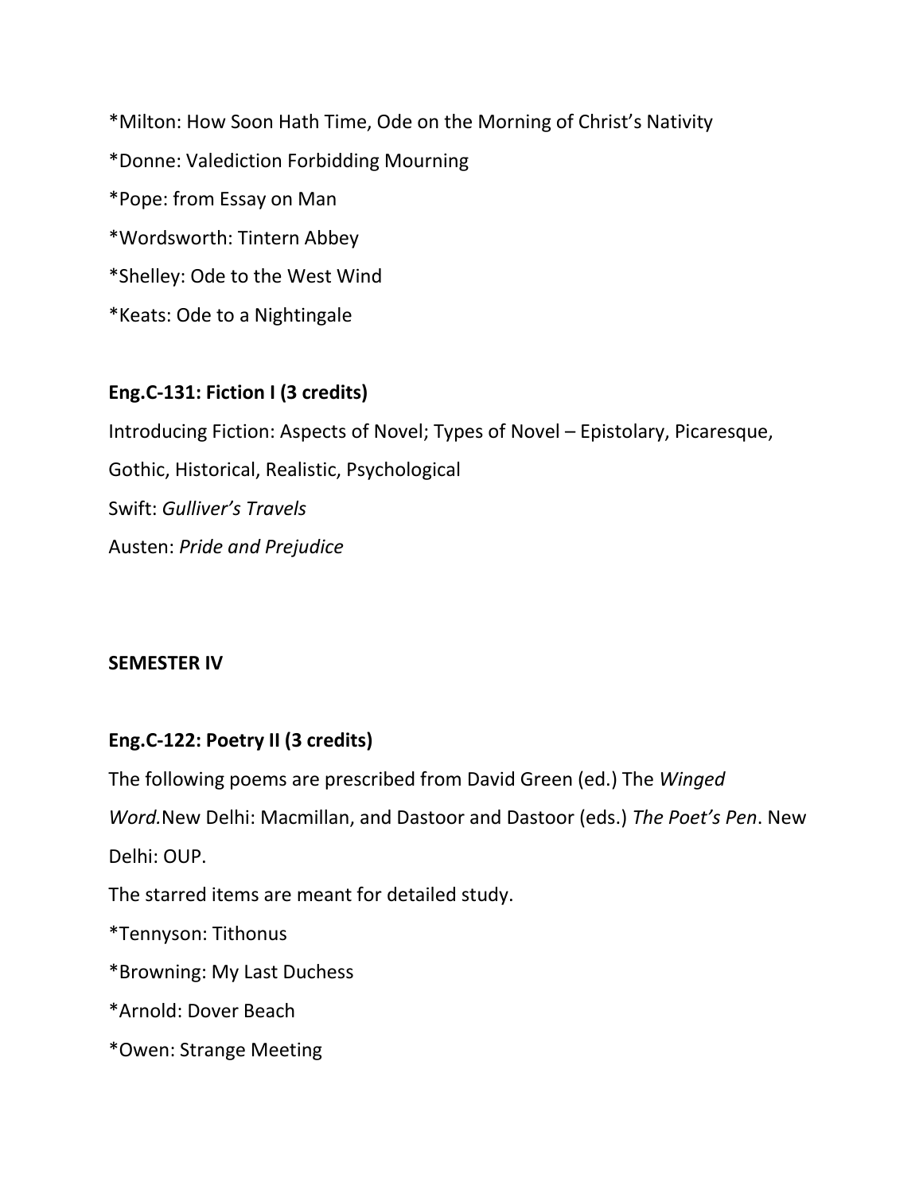*Milton: How Soon Hath Time, Ode on the Morning of Christ's Nativity

*Donne: Valediction Forbidding Mourning

*Pope: from Essay on Man

*Wordsworth: Tintern Abbey

*Shelley: Ode to the West Wind

*Keats: Ode to a Nightingale

**Eng.C-131: Fiction I (3 credits)**

Introducing Fiction: Aspects of Novel; Types of Novel – Epistolary, Picaresque, Gothic, Historical, Realistic, Psychological

Swift: *Gulliver's Travels*

Austen: *Pride and Prejudice*

**SEMESTER IV**

**Eng.C-122: Poetry II (3 credits)**

The following poems are prescribed from David Green (ed.) The *Winged Word.*New Delhi: Macmillan, and Dastoor and Dastoor (eds.) *The Poet's Pen*. New Delhi: OUP.

The starred items are meant for detailed study.

*Tennyson: Tithonus

*Browning: My Last Duchess

*Arnold: Dover Beach

*Owen: Strange Meeting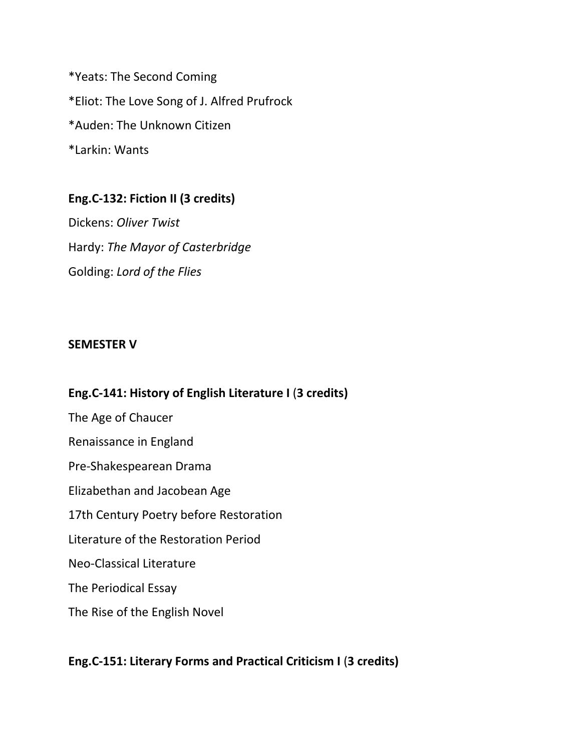*Yeats: The Second Coming

*Eliot: The Love Song of J. Alfred Prufrock

*Auden: The Unknown Citizen

*Larkin: Wants

**Eng.C-132: Fiction II (3 credits)**

Dickens: *Oliver Twist*

Hardy: *The Mayor of Casterbridge*

Golding: *Lord of the Flies*

**SEMESTER V**

**Eng.C-141: History of English Literature I** (**3 credits)**

The Age of Chaucer

Renaissance in England

Pre-Shakespearean Drama

Elizabethan and Jacobean Age

17th Century Poetry before Restoration

Literature of the Restoration Period

Neo-Classical Literature

The Periodical Essay

The Rise of the English Novel

**Eng.C-151: Literary Forms and Practical Criticism I** (**3 credits)**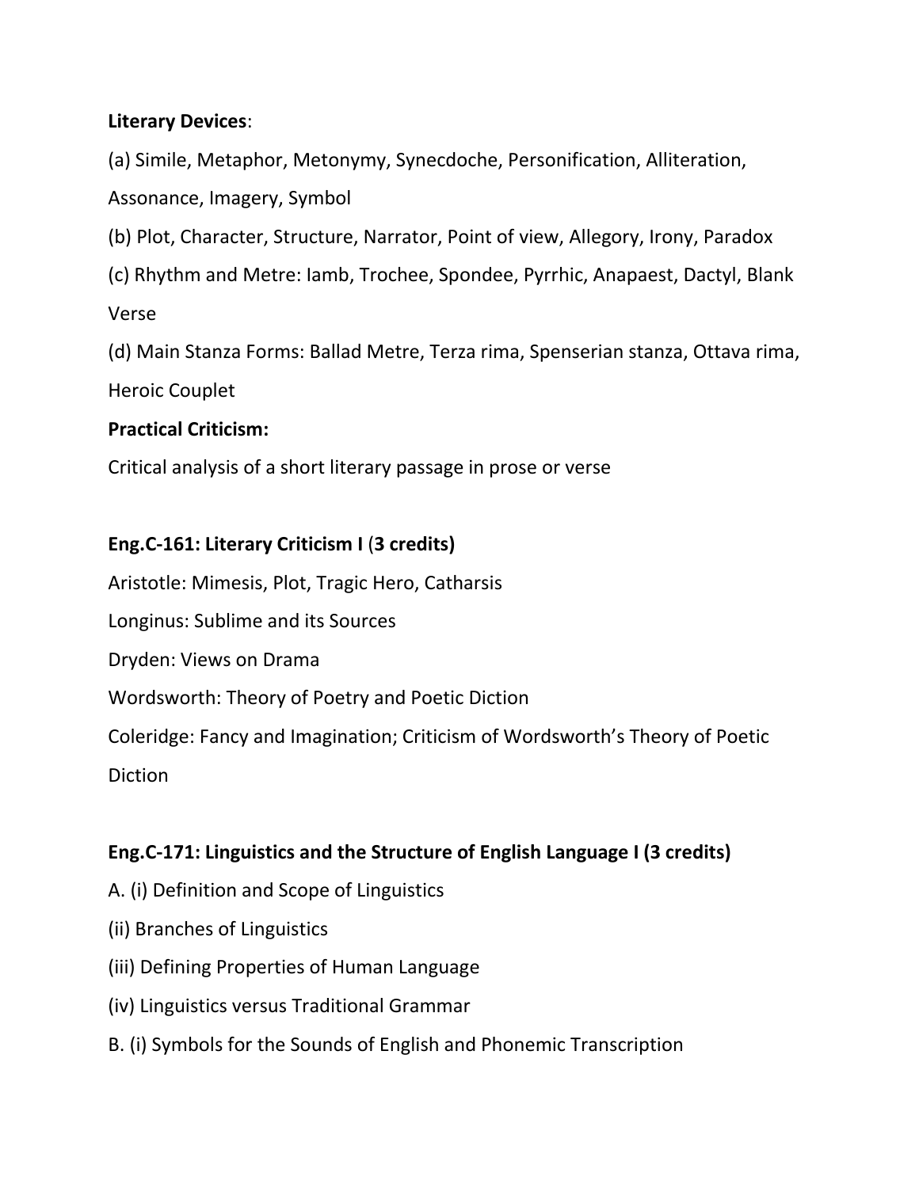**Literary Devices**:

(a) Simile, Metaphor, Metonymy, Synecdoche, Personification, Alliteration, Assonance, Imagery, Symbol

(b) Plot, Character, Structure, Narrator, Point of view, Allegory, Irony, Paradox

(c) Rhythm and Metre: Iamb, Trochee, Spondee, Pyrrhic, Anapaest, Dactyl, Blank Verse

(d) Main Stanza Forms: Ballad Metre, Terza rima, Spenserian stanza, Ottava rima, Heroic Couplet

**Practical Criticism:**

Critical analysis of a short literary passage in prose or verse

**Eng.C-161: Literary Criticism I** (**3 credits)**

Aristotle: Mimesis, Plot, Tragic Hero, Catharsis

Longinus: Sublime and its Sources

Dryden: Views on Drama

Wordsworth: Theory of Poetry and Poetic Diction

Coleridge: Fancy and Imagination; Criticism of Wordsworth's Theory of Poetic Diction

**Eng.C-171: Linguistics and the Structure of English Language I (3 credits)**

A. (i) Definition and Scope of Linguistics

(ii) Branches of Linguistics

(iii) Defining Properties of Human Language

(iv) Linguistics versus Traditional Grammar

B. (i) Symbols for the Sounds of English and Phonemic Transcription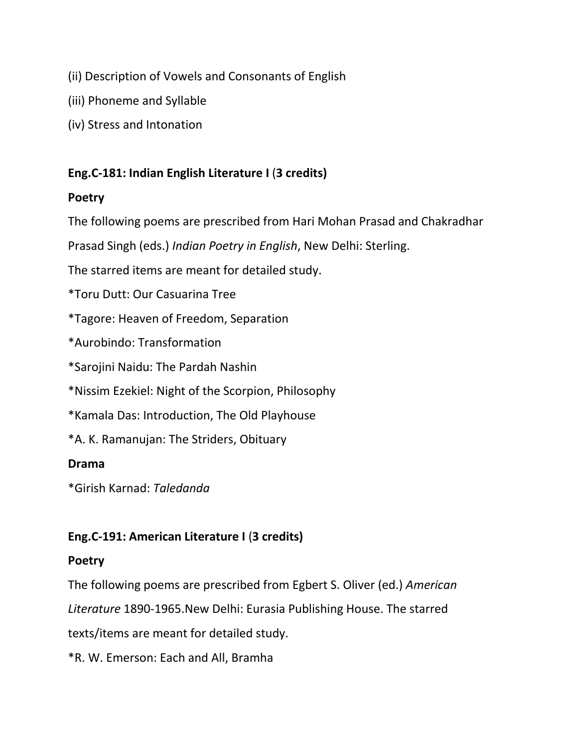(ii) Description of Vowels and Consonants of English

(iii) Phoneme and Syllable

(iv) Stress and Intonation

**Eng.C-181: Indian English Literature I (3 credits)**

**Poetry**

The following poems are prescribed from Hari Mohan Prasad and Chakradhar Prasad Singh (eds.) *Indian Poetry in English*, New Delhi: Sterling.

The starred items are meant for detailed study.

*Toru Dutt: Our Casuarina Tree

*Tagore: Heaven of Freedom, Separation

*Aurobindo: Transformation

*Sarojini Naidu: The Pardah Nashin

*Nissim Ezekiel: Night of the Scorpion, Philosophy

*Kamala Das: Introduction, The Old Playhouse

*A. K. Ramanujan: The Striders, Obituary

**Drama**

*Girish Karnad: *Taledanda*

**Eng.C-191: American Literature I (3 credits)**

**Poetry**

The following poems are prescribed from Egbert S. Oliver (ed.) *American Literature* 1890-1965.New Delhi: Eurasia Publishing House. The starred texts/items are meant for detailed study.

*R. W. Emerson: Each and All, Bramha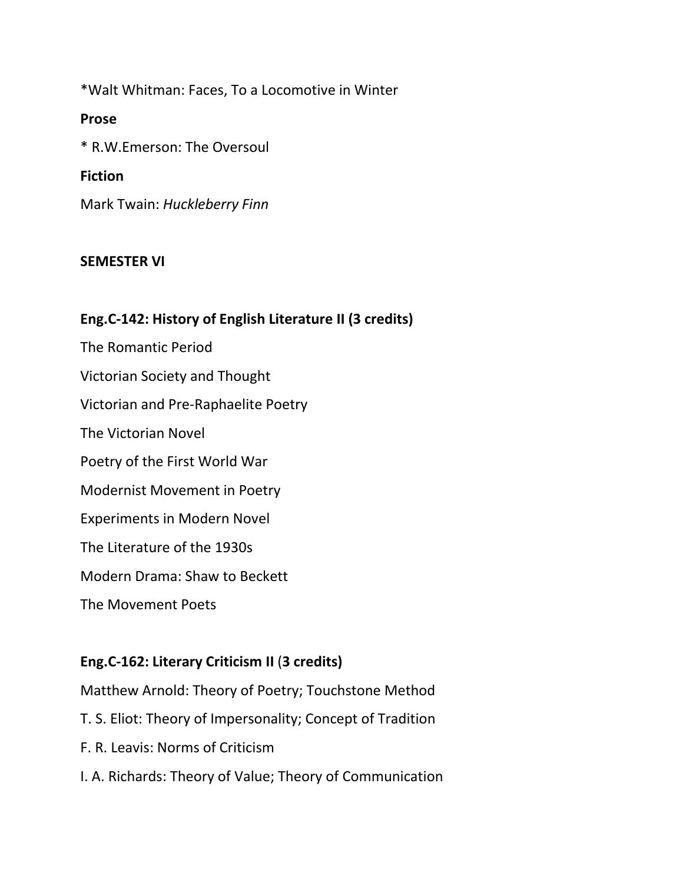*Walt Whitman: Faces, To a Locomotive in Winter

**Prose**

* R.W.Emerson: The Oversoul

**Fiction**

Mark Twain: *Huckleberry Finn*

**SEMESTER VI**

**Eng.C-142: History of English Literature II (3 credits)**

The Romantic Period

Victorian Society and Thought

Victorian and Pre-Raphaelite Poetry

The Victorian Novel

Poetry of the First World War

Modernist Movement in Poetry

Experiments in Modern Novel

The Literature of the 1930s

Modern Drama: Shaw to Beckett

The Movement Poets

**Eng.C-162: Literary Criticism II** (**3 credits)**

Matthew Arnold: Theory of Poetry; Touchstone Method

T. S. Eliot: Theory of Impersonality; Concept of Tradition

F. R. Leavis: Norms of Criticism

I. A. Richards: Theory of Value; Theory of Communication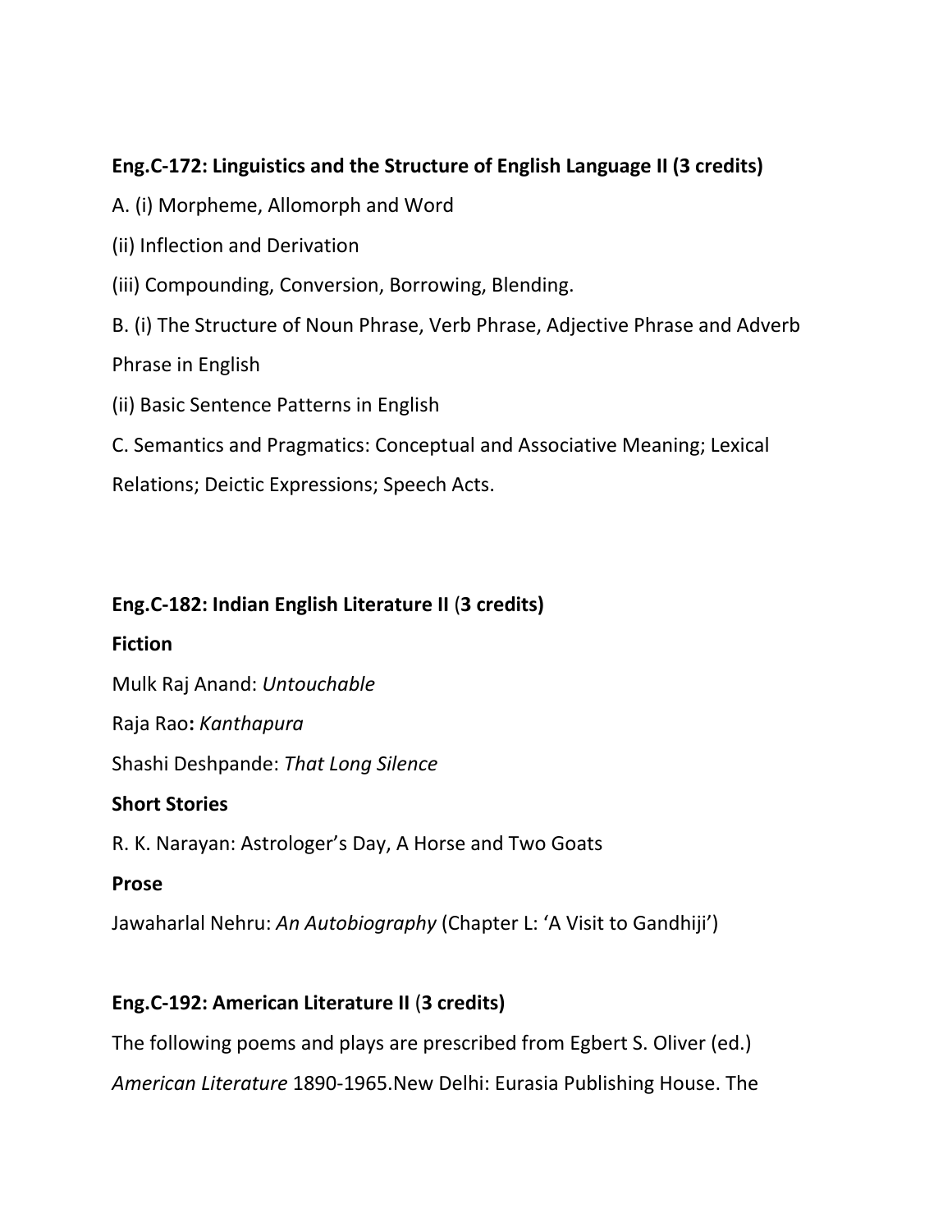**Eng.C-172: Linguistics and the Structure of English Language II (3 credits)**

A. (i) Morpheme, Allomorph and Word

(ii) Inflection and Derivation

(iii) Compounding, Conversion, Borrowing, Blending.

B. (i) The Structure of Noun Phrase, Verb Phrase, Adjective Phrase and Adverb Phrase in English

(ii) Basic Sentence Patterns in English

C. Semantics and Pragmatics: Conceptual and Associative Meaning; Lexical Relations; Deictic Expressions; Speech Acts.

**Eng.C-182: Indian English Literature II** (**3 credits)**

**Fiction**

Mulk Raj Anand: *Untouchable*

Raja Rao**:** *Kanthapura*

Shashi Deshpande: *That Long Silence*

**Short Stories**

R. K. Narayan: Astrologer's Day, A Horse and Two Goats

**Prose**

Jawaharlal Nehru: *An Autobiography* (Chapter L: 'A Visit to Gandhiji')

**Eng.C-192: American Literature II** (**3 credits)**

The following poems and plays are prescribed from Egbert S. Oliver (ed.) *American Literature* 1890-1965.New Delhi: Eurasia Publishing House. The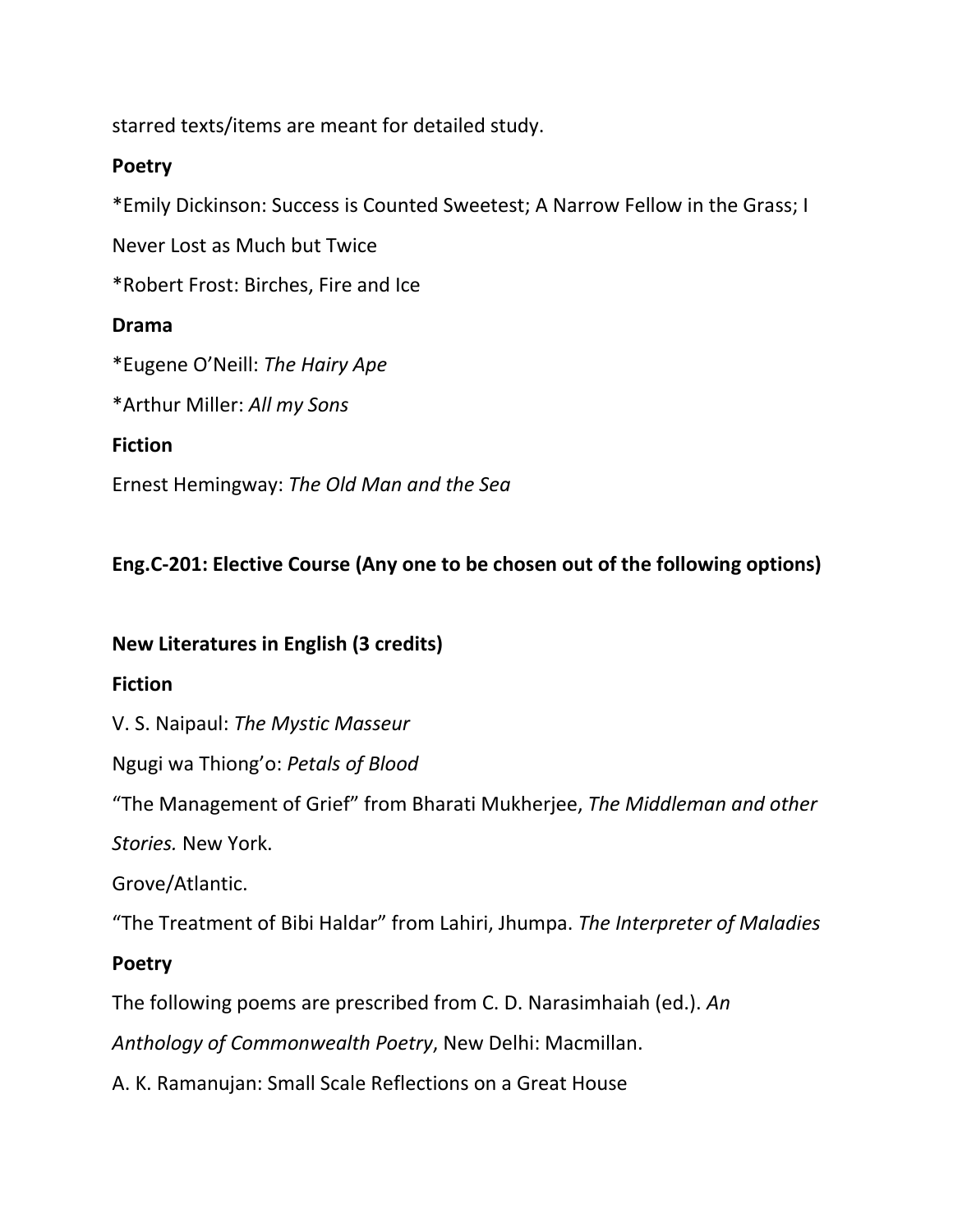starred texts/items are meant for detailed study.

**Poetry**

*Emily Dickinson: Success is Counted Sweetest; A Narrow Fellow in the Grass; I Never Lost as Much but Twice

*Robert Frost: Birches, Fire and Ice

**Drama**

*Eugene O'Neill: *The Hairy Ape*

*Arthur Miller: *All my Sons*

**Fiction**

Ernest Hemingway: *The Old Man and the Sea*

**Eng.C-201: Elective Course (Any one to be chosen out of the following options)**

**New Literatures in English (3 credits)**

**Fiction**

V. S. Naipaul: *The Mystic Masseur*

Ngugi wa Thiong'o: *Petals of Blood*

"The Management of Grief" from Bharati Mukherjee, *The Middleman and other Stories.* New York.

Grove/Atlantic.

"The Treatment of Bibi Haldar" from Lahiri, Jhumpa. *The Interpreter of Maladies*

**Poetry**

The following poems are prescribed from C. D. Narasimhaiah (ed.). *An Anthology of Commonwealth Poetry*, New Delhi: Macmillan.

A. K. Ramanujan: Small Scale Reflections on a Great House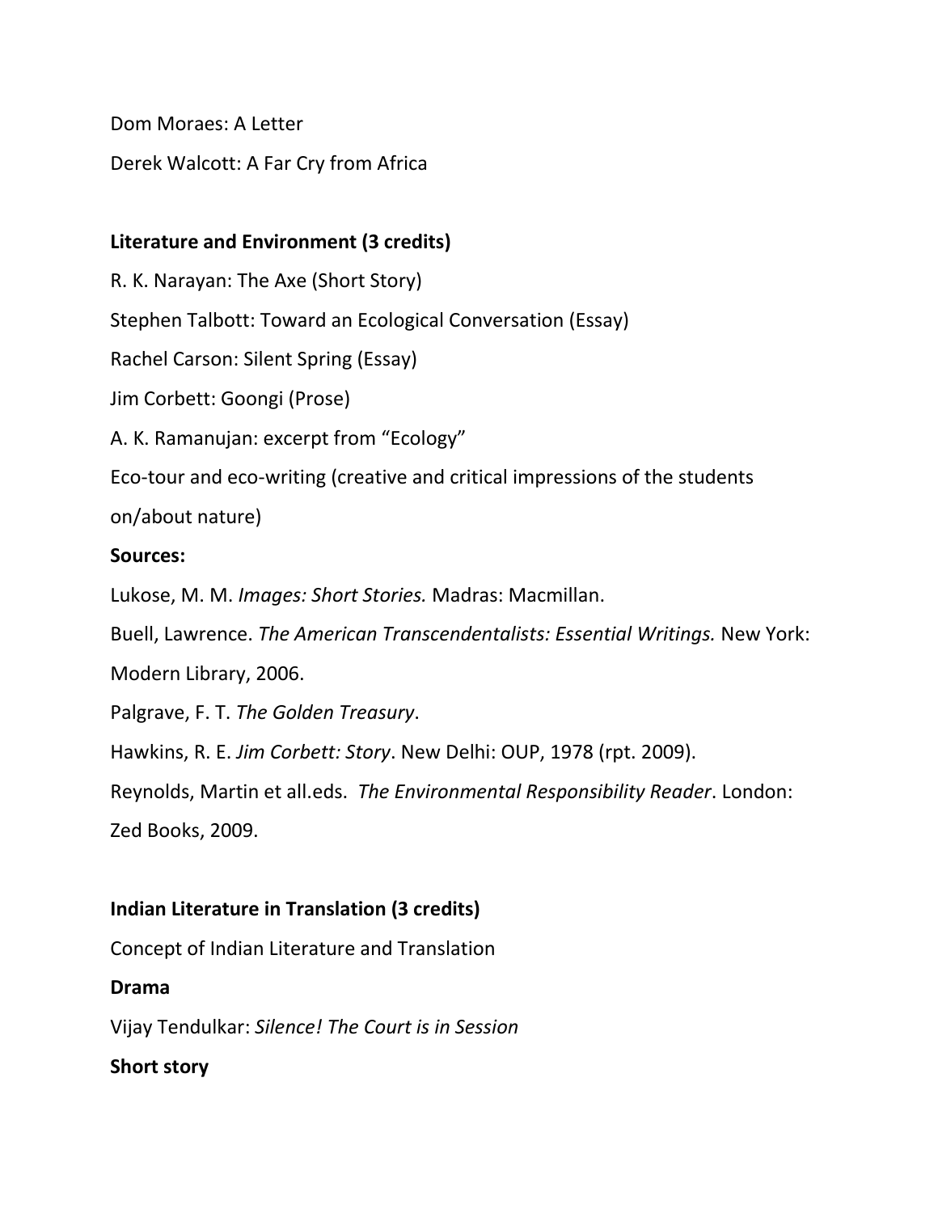Dom Moraes: A Letter

Derek Walcott: A Far Cry from Africa

**Literature and Environment (3 credits)**

R. K. Narayan: The Axe (Short Story)

Stephen Talbott: Toward an Ecological Conversation (Essay)

Rachel Carson: Silent Spring (Essay)

Jim Corbett: Goongi (Prose)

A. K. Ramanujan: excerpt from "Ecology"

Eco-tour and eco-writing (creative and critical impressions of the students on/about nature)

**Sources:**

Lukose, M. M. *Images: Short Stories.* Madras: Macmillan.

Buell, Lawrence. *The American Transcendentalists: Essential Writings.* New York: Modern Library, 2006.

Palgrave, F. T. *The Golden Treasury*.

Hawkins, R. E. *Jim Corbett: Story*. New Delhi: OUP, 1978 (rpt. 2009).

Reynolds, Martin et all.eds. *The Environmental Responsibility Reader*. London: Zed Books, 2009.

**Indian Literature in Translation (3 credits)**

Concept of Indian Literature and Translation

**Drama**

Vijay Tendulkar: *Silence! The Court is in Session*

**Short story**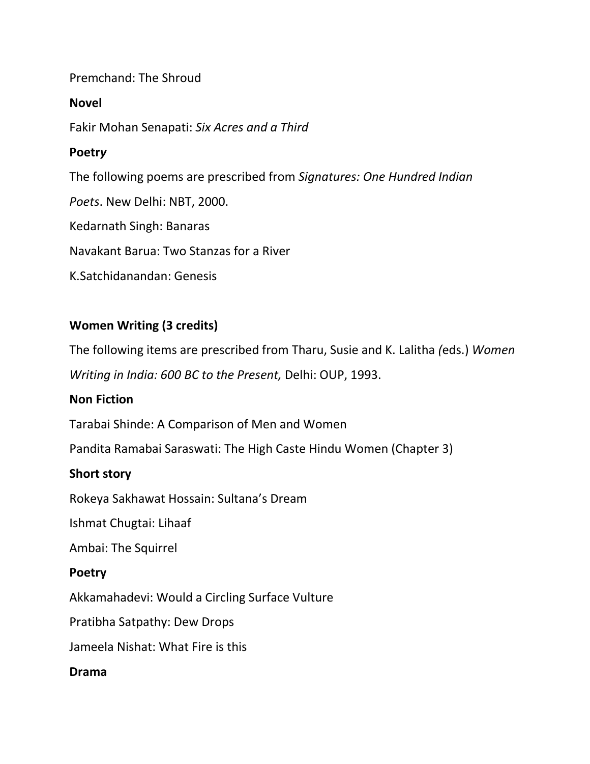Premchand: The Shroud

**Novel**

Fakir Mohan Senapati: *Six Acres and a Third*

**Poetry**

The following poems are prescribed from *Signatures: One Hundred Indian Poets*. New Delhi: NBT, 2000.

Kedarnath Singh: Banaras

Navakant Barua: Two Stanzas for a River

K.Satchidanandan: Genesis

**Women Writing (3 credits)**

The following items are prescribed from Tharu, Susie and K. Lalitha *(*eds.) *Women Writing in India: 600 BC to the Present,* Delhi: OUP, 1993.

**Non Fiction**

Tarabai Shinde: A Comparison of Men and Women

Pandita Ramabai Saraswati: The High Caste Hindu Women (Chapter 3)

**Short story**

Rokeya Sakhawat Hossain: Sultana's Dream

Ishmat Chugtai: Lihaaf

Ambai: The Squirrel

**Poetry**

Akkamahadevi: Would a Circling Surface Vulture

Pratibha Satpathy: Dew Drops

Jameela Nishat: What Fire is this

**Drama**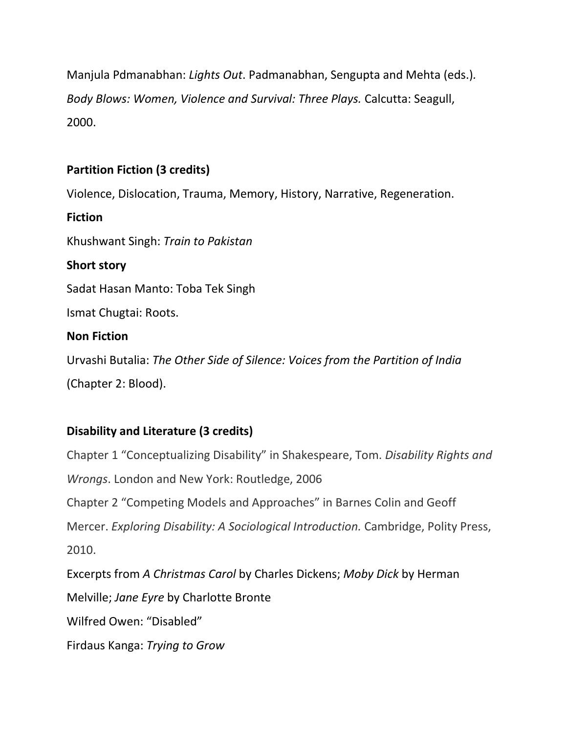Manjula Pdmanabhan: *Lights Out*. Padmanabhan, Sengupta and Mehta (eds.). *Body Blows: Women, Violence and Survival: Three Plays.* Calcutta: Seagull, 2000.

**Partition Fiction (3 credits)**

Violence, Dislocation, Trauma, Memory, History, Narrative, Regeneration.

**Fiction**

Khushwant Singh: *Train to Pakistan*

**Short story**

Sadat Hasan Manto: Toba Tek Singh

Ismat Chugtai: Roots.

**Non Fiction**

Urvashi Butalia: *The Other Side of Silence: Voices from the Partition of India* (Chapter 2: Blood).

**Disability and Literature (3 credits)**

Chapter 1 “Conceptualizing Disability” in Shakespeare, Tom. *Disability Rights and Wrongs*. London and New York: Routledge, 2006

Chapter 2 “Competing Models and Approaches” in Barnes Colin and Geoff Mercer. *Exploring Disability: A Sociological Introduction.* Cambridge, Polity Press, 2010.

Excerpts from *A Christmas Carol* by Charles Dickens; *Moby Dick* by Herman Melville; *Jane Eyre* by Charlotte Bronte

Wilfred Owen: “Disabled”

Firdaus Kanga: *Trying to Grow*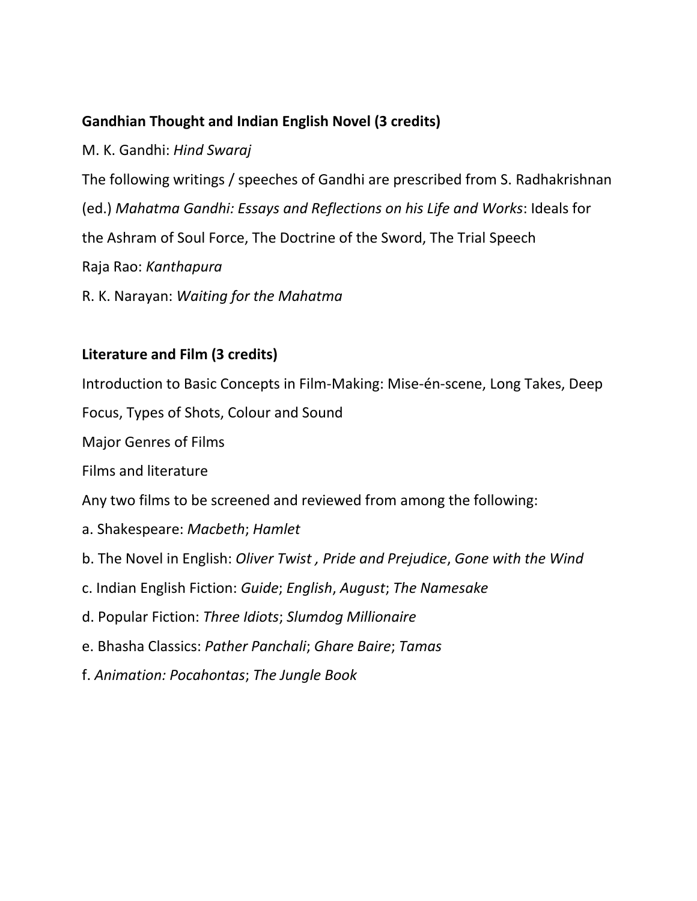**Gandhian Thought and Indian English Novel (3 credits)**

M. K. Gandhi: *Hind Swaraj*

The following writings / speeches of Gandhi are prescribed from S. Radhakrishnan (ed.) *Mahatma Gandhi: Essays and Reflections on his Life and Works*: Ideals for the Ashram of Soul Force, The Doctrine of the Sword, The Trial Speech

Raja Rao: *Kanthapura*

R. K. Narayan: *Waiting for the Mahatma*

**Literature and Film (3 credits)**

Introduction to Basic Concepts in Film-Making: Mise-én-scene, Long Takes, Deep Focus, Types of Shots, Colour and Sound

Major Genres of Films

Films and literature

Any two films to be screened and reviewed from among the following:

a. Shakespeare: *Macbeth*; *Hamlet*

b. The Novel in English: *Oliver Twist , Pride and Prejudice*, *Gone with the Wind*

c. Indian English Fiction: *Guide*; *English*, *August*; *The Namesake*

d. Popular Fiction: *Three Idiots*; *Slumdog Millionaire*

e. Bhasha Classics: *Pather Panchali*; *Ghare Baire*; *Tamas*

f. *Animation: Pocahontas*; *The Jungle Book*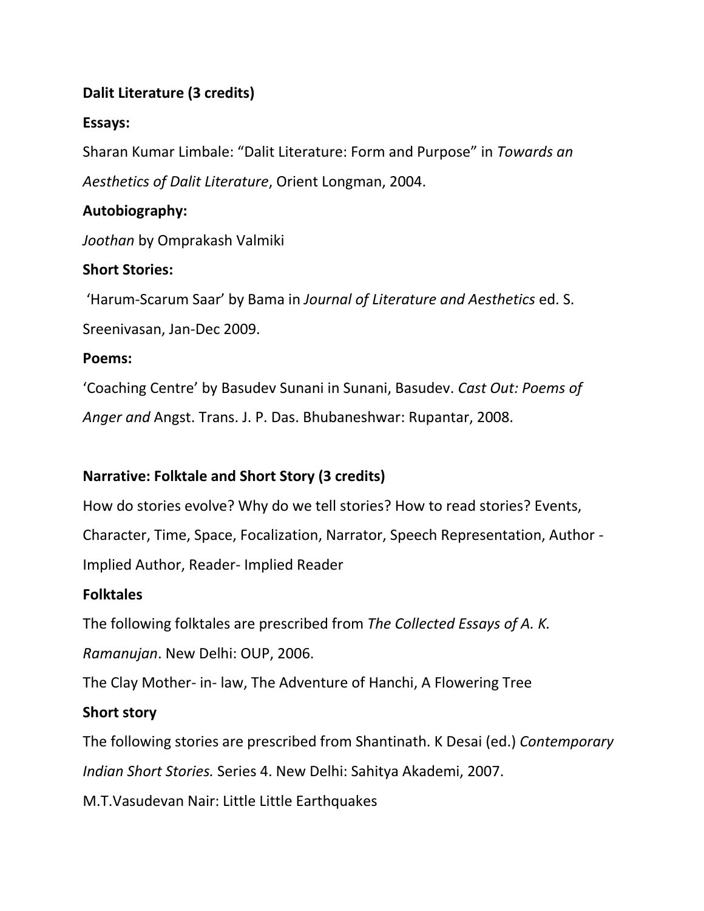**Dalit Literature (3 credits)**

**Essays:**

Sharan Kumar Limbale: "Dalit Literature: Form and Purpose" in *Towards an Aesthetics of Dalit Literature*, Orient Longman, 2004.

**Autobiography:**

*Joothan* by Omprakash Valmiki

**Short Stories:**

'Harum-Scarum Saar' by Bama in *Journal of Literature and Aesthetics* ed. S. Sreenivasan, Jan-Dec 2009.

**Poems:**

'Coaching Centre' by Basudev Sunani in Sunani, Basudev. *Cast Out: Poems of Anger and* Angst. Trans. J. P. Das. Bhubaneshwar: Rupantar, 2008.

**Narrative: Folktale and Short Story (3 credits)**

How do stories evolve? Why do we tell stories? How to read stories? Events, Character, Time, Space, Focalization, Narrator, Speech Representation, Author - Implied Author, Reader- Implied Reader

**Folktales**

The following folktales are prescribed from *The Collected Essays of A. K. Ramanujan*. New Delhi: OUP, 2006.

The Clay Mother- in- law, The Adventure of Hanchi, A Flowering Tree

**Short story**

The following stories are prescribed from Shantinath. K Desai (ed.) *Contemporary Indian Short Stories.* Series 4. New Delhi: Sahitya Akademi, 2007.

M.T.Vasudevan Nair: Little Little Earthquakes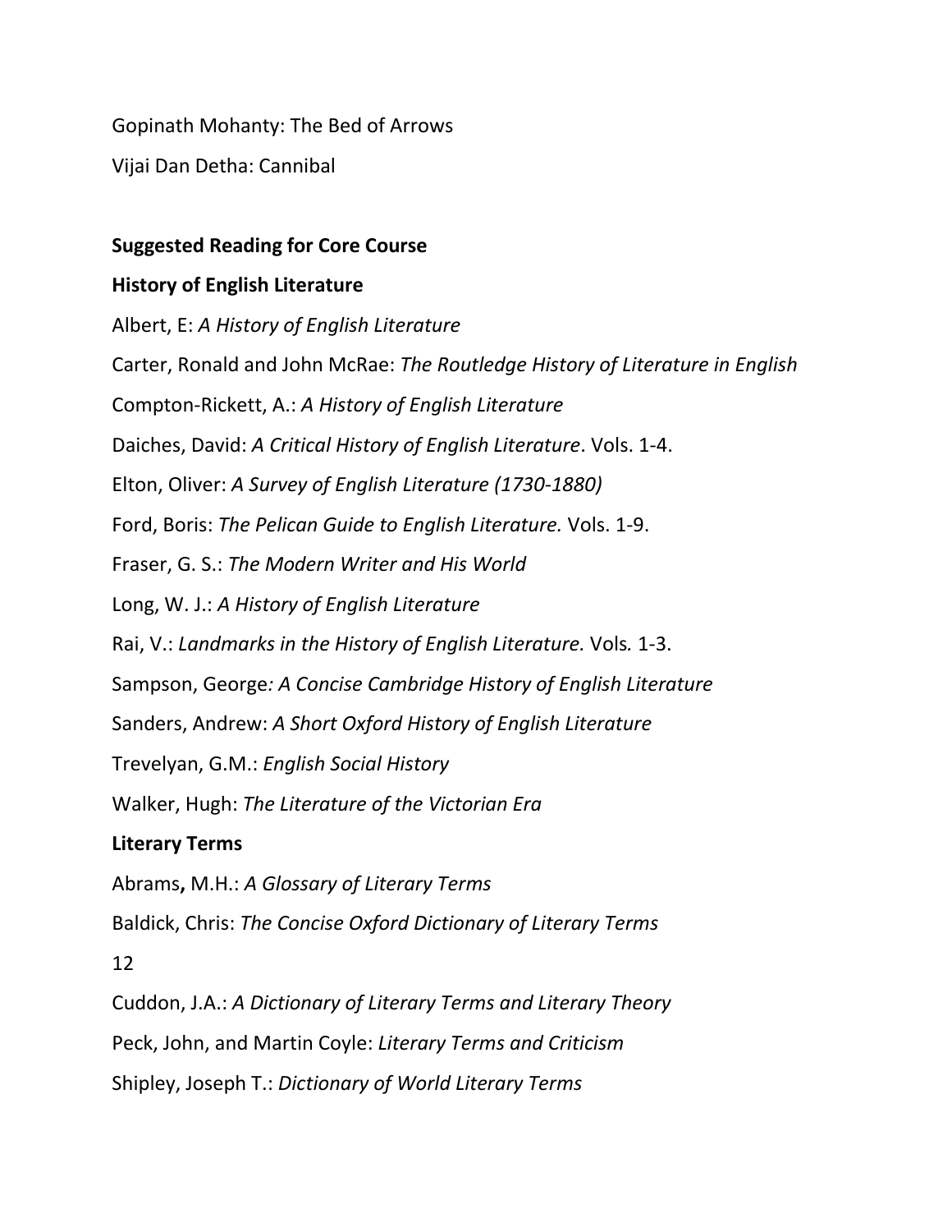Gopinath Mohanty: The Bed of Arrows

Vijai Dan Detha: Cannibal

**Suggested Reading for Core Course**

**History of English Literature**

Albert, E: *A History of English Literature*

Carter, Ronald and John McRae: *The Routledge History of Literature in English*

Compton-Rickett, A.: *A History of English Literature*

Daiches, David: *A Critical History of English Literature*. Vols. 1-4.

Elton, Oliver: *A Survey of English Literature (1730-1880)*

Ford, Boris: *The Pelican Guide to English Literature.* Vols. 1-9.

Fraser, G. S.: *The Modern Writer and His World*

Long, W. J.: *A History of English Literature*

Rai, V.: *Landmarks in the History of English Literature.* Vols*.* 1-3.

Sampson, George*: A Concise Cambridge History of English Literature*

Sanders, Andrew: *A Short Oxford History of English Literature*

Trevelyan, G.M.: *English Social History*

Walker, Hugh: *The Literature of the Victorian Era*

**Literary Terms**

Abrams**,** M.H.: *A Glossary of Literary Terms*

Baldick, Chris: *The Concise Oxford Dictionary of Literary Terms*

Cuddon, J.A.: *A Dictionary of Literary Terms and Literary Theory*

Peck, John, and Martin Coyle: *Literary Terms and Criticism*

Shipley, Joseph T.: *Dictionary of World Literary Terms*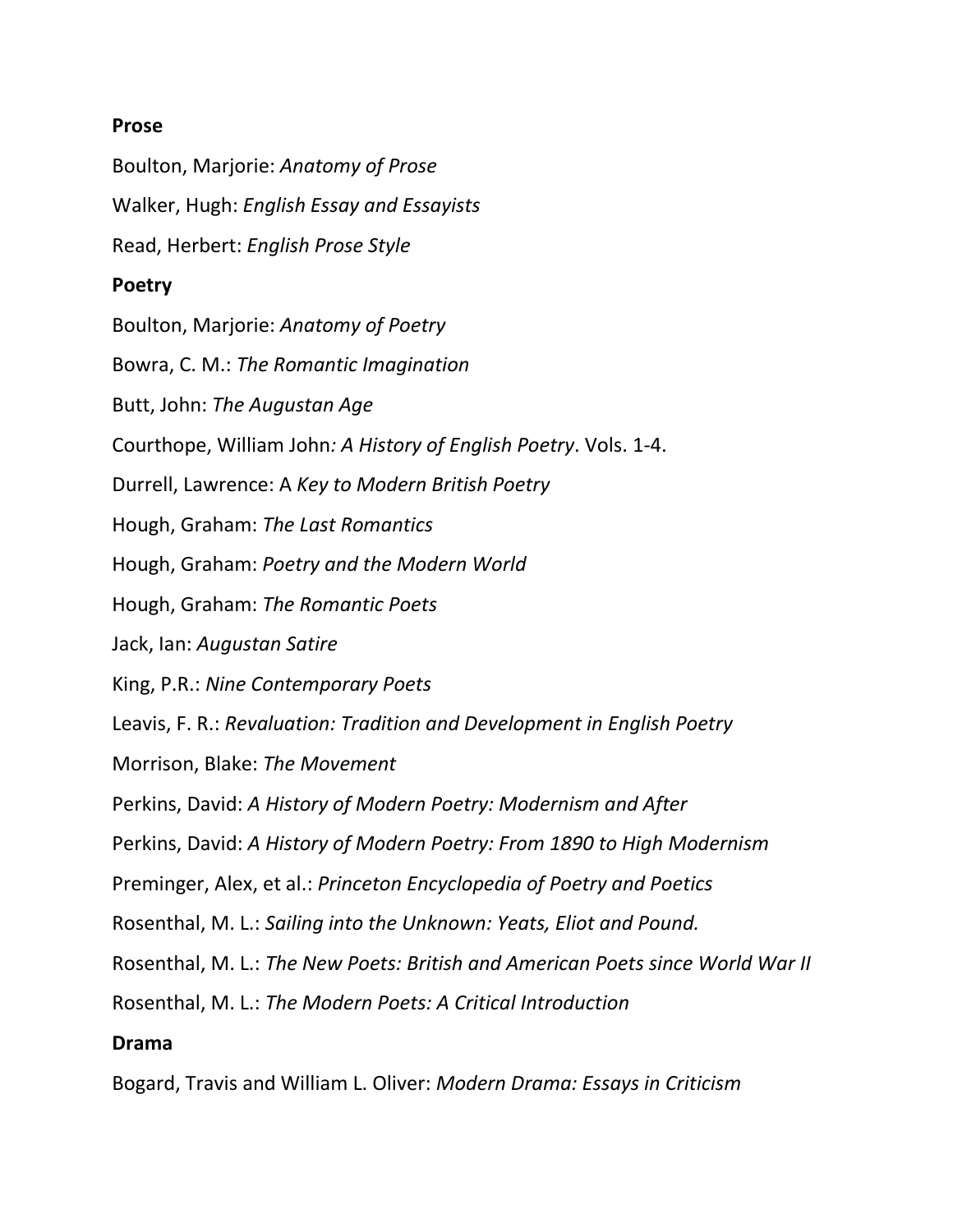**Prose**

Boulton, Marjorie: *Anatomy of Prose*

Walker, Hugh: *English Essay and Essayists*

Read, Herbert: *English Prose Style*

**Poetry**

Boulton, Marjorie: *Anatomy of Poetry*

Bowra, C. M.: *The Romantic Imagination*

Butt, John: *The Augustan Age*

Courthope, William John*: A History of English Poetry*. Vols. 1-4.

Durrell, Lawrence: A *Key to Modern British Poetry*

Hough, Graham: *The Last Romantics*

Hough, Graham: *Poetry and the Modern World*

Hough, Graham: *The Romantic Poets*

Jack, Ian: *Augustan Satire*

King, P.R.: *Nine Contemporary Poets*

Leavis, F. R.: *Revaluation: Tradition and Development in English Poetry*

Morrison, Blake: *The Movement*

Perkins, David: *A History of Modern Poetry: Modernism and After*

Perkins, David: *A History of Modern Poetry: From 1890 to High Modernism*

Preminger, Alex, et al.: *Princeton Encyclopedia of Poetry and Poetics*

Rosenthal, M. L.: *Sailing into the Unknown: Yeats, Eliot and Pound.*

Rosenthal, M. L.: *The New Poets: British and American Poets since World War II*

Rosenthal, M. L.: *The Modern Poets: A Critical Introduction*

**Drama**

Bogard, Travis and William L. Oliver: *Modern Drama: Essays in Criticism*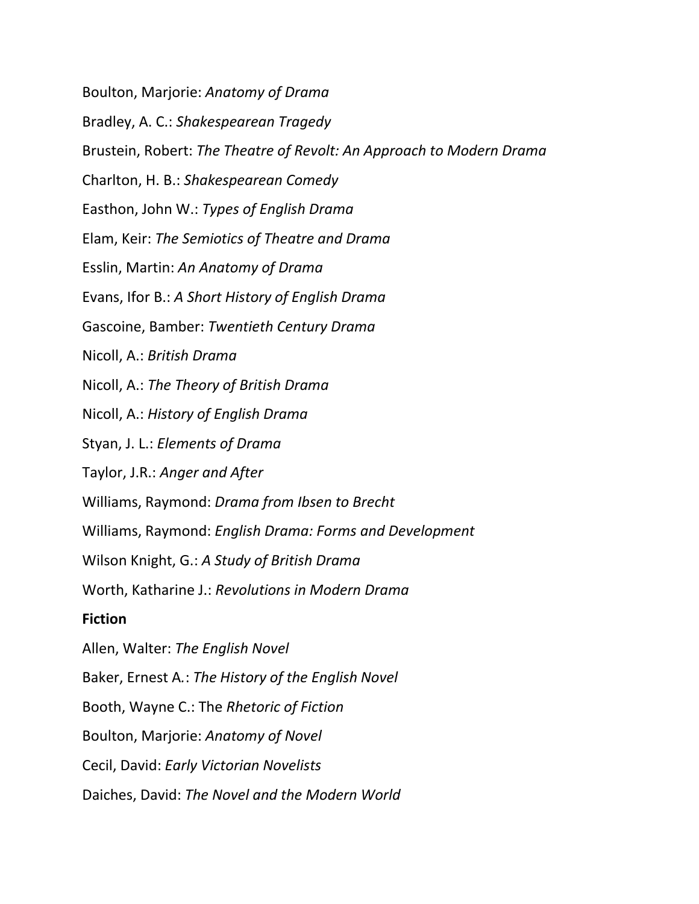Boulton, Marjorie: *Anatomy of Drama*

Bradley, A. C.: *Shakespearean Tragedy*

Brustein, Robert: *The Theatre of Revolt: An Approach to Modern Drama*

Charlton, H. B.: *Shakespearean Comedy*

Easthon, John W.: *Types of English Drama*

Elam, Keir: *The Semiotics of Theatre and Drama*

Esslin, Martin: *An Anatomy of Drama*

Evans, Ifor B.: *A Short History of English Drama*

Gascoine, Bamber: *Twentieth Century Drama*

Nicoll, A.: *British Drama*

Nicoll, A.: *The Theory of British Drama*

Nicoll, A.: *History of English Drama*

Styan, J. L.: *Elements of Drama*

Taylor, J.R.: *Anger and After*

Williams, Raymond: *Drama from Ibsen to Brecht*

Williams, Raymond: *English Drama: Forms and Development*

Wilson Knight, G.: *A Study of British Drama*

Worth, Katharine J.: *Revolutions in Modern Drama*

**Fiction**

Allen, Walter: *The English Novel*

Baker, Ernest A.: *The History of the English Novel*

Booth, Wayne C.: The *Rhetoric of Fiction*

Boulton, Marjorie: *Anatomy of Novel*

Cecil, David: *Early Victorian Novelists*

Daiches, David: *The Novel and the Modern World*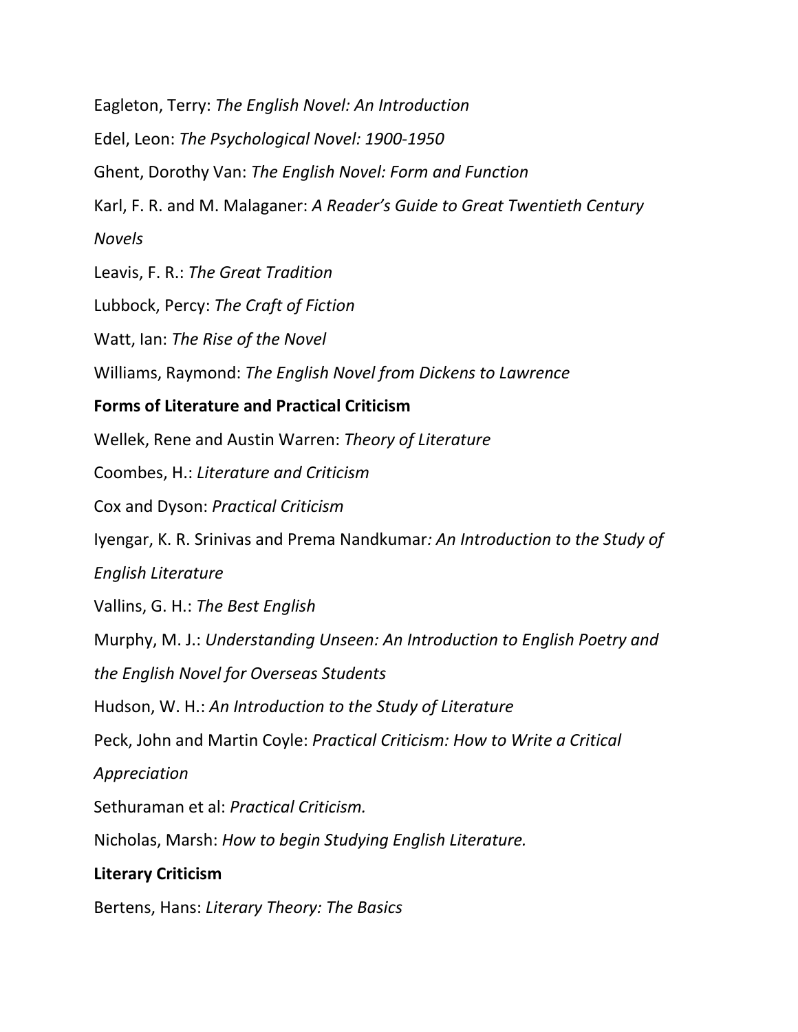Eagleton, Terry: *The English Novel: An Introduction*

Edel, Leon: *The Psychological Novel: 1900-1950*

Ghent, Dorothy Van: *The English Novel: Form and Function*

Karl, F. R. and M. Malaganer: *A Reader's Guide to Great Twentieth Century Novels*

Leavis, F. R.: *The Great Tradition*

Lubbock, Percy: *The Craft of Fiction*

Watt, Ian: *The Rise of the Novel*

Williams, Raymond: *The English Novel from Dickens to Lawrence*

**Forms of Literature and Practical Criticism**

Wellek, Rene and Austin Warren: *Theory of Literature*

Coombes, H.: *Literature and Criticism*

Cox and Dyson: *Practical Criticism*

Iyengar, K. R. Srinivas and Prema Nandkumar*: An Introduction to the Study of English Literature*

Vallins, G. H.: *The Best English*

Murphy, M. J.: *Understanding Unseen: An Introduction to English Poetry and the English Novel for Overseas Students*

Hudson, W. H.: *An Introduction to the Study of Literature*

Peck, John and Martin Coyle: *Practical Criticism: How to Write a Critical Appreciation*

Sethuraman et al: *Practical Criticism.*

Nicholas, Marsh: *How to begin Studying English Literature.*

**Literary Criticism**

Bertens, Hans: *Literary Theory: The Basics*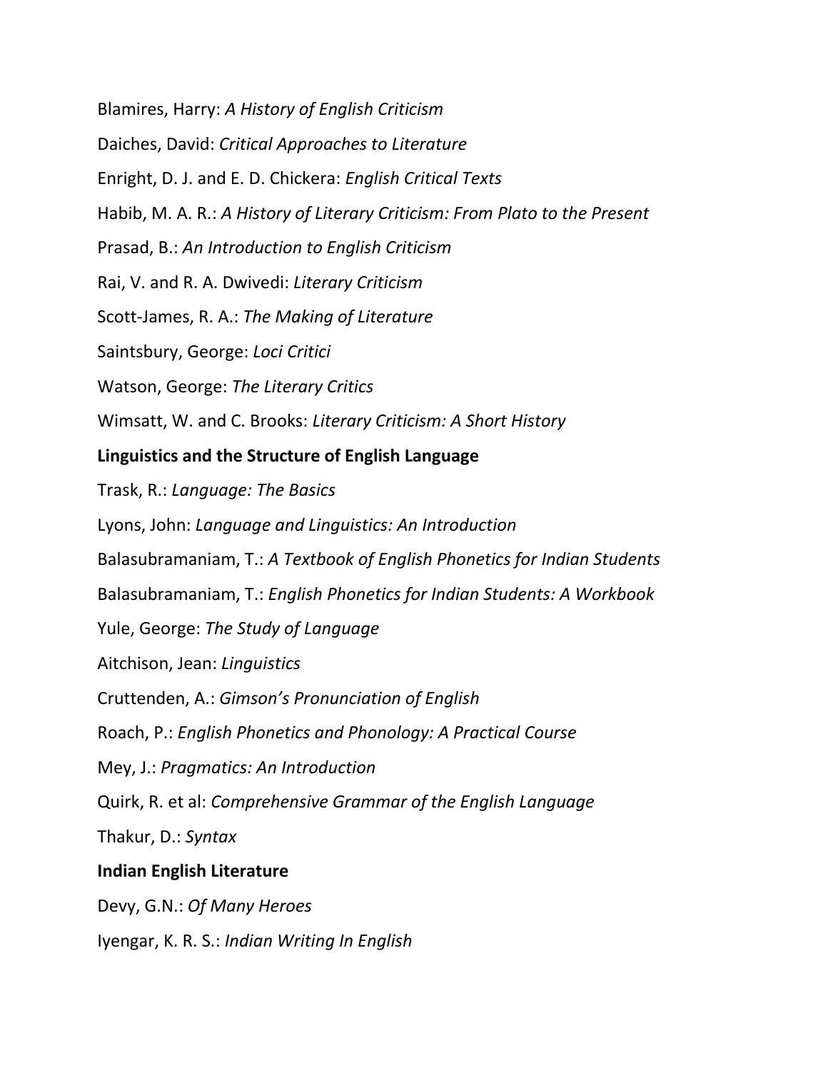Blamires, Harry: *A History of English Criticism*

Daiches, David: *Critical Approaches to Literature*

Enright, D. J. and E. D. Chickera: *English Critical Texts*

Habib, M. A. R.: *A History of Literary Criticism: From Plato to the Present*

Prasad, B.: *An Introduction to English Criticism*

Rai, V. and R. A. Dwivedi: *Literary Criticism*

Scott-James, R. A.: *The Making of Literature*

Saintsbury, George: *Loci Critici*

Watson, George: *The Literary Critics*

Wimsatt, W. and C. Brooks: *Literary Criticism: A Short History*

**Linguistics and the Structure of English Language**

Trask, R.: *Language: The Basics*

Lyons, John: *Language and Linguistics: An Introduction*

Balasubramaniam, T.: *A Textbook of English Phonetics for Indian Students*

Balasubramaniam, T.: *English Phonetics for Indian Students: A Workbook*

Yule, George: *The Study of Language*

Aitchison, Jean: *Linguistics*

Cruttenden, A.: *Gimson's Pronunciation of English*

Roach, P.: *English Phonetics and Phonology: A Practical Course*

Mey, J.: *Pragmatics: An Introduction*

Quirk, R. et al: *Comprehensive Grammar of the English Language*

Thakur, D.: *Syntax*

**Indian English Literature**

Devy, G.N.: *Of Many Heroes*

Iyengar, K. R. S.: *Indian Writing In English*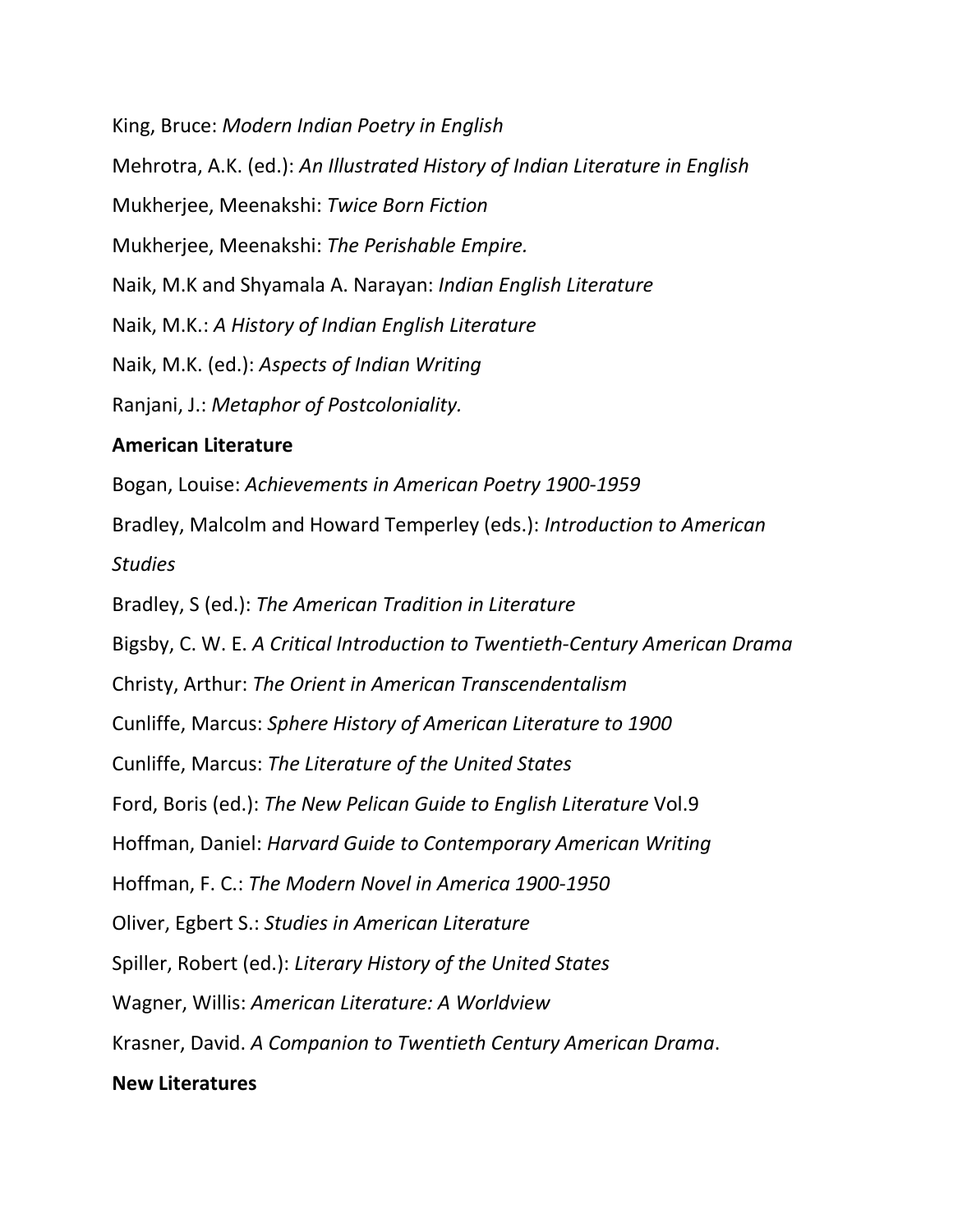King, Bruce: *Modern Indian Poetry in English*

Mehrotra, A.K. (ed.): *An Illustrated History of Indian Literature in English*

Mukherjee, Meenakshi: *Twice Born Fiction*

Mukherjee, Meenakshi: *The Perishable Empire.*

Naik, M.K and Shyamala A. Narayan: *Indian English Literature*

Naik, M.K.: *A History of Indian English Literature*

Naik, M.K. (ed.): *Aspects of Indian Writing*

Ranjani, J.: *Metaphor of Postcoloniality.*

**American Literature**

Bogan, Louise: *Achievements in American Poetry 1900-1959*

Bradley, Malcolm and Howard Temperley (eds.): *Introduction to American Studies*

Bradley, S (ed.): *The American Tradition in Literature*

Bigsby, C. W. E. *A Critical Introduction to Twentieth-Century American Drama*

Christy, Arthur: *The Orient in American Transcendentalism*

Cunliffe, Marcus: *Sphere History of American Literature to 1900*

Cunliffe, Marcus: *The Literature of the United States*

Ford, Boris (ed.): *The New Pelican Guide to English Literature* Vol.9

Hoffman, Daniel: *Harvard Guide to Contemporary American Writing*

Hoffman, F. C.: *The Modern Novel in America 1900-1950*

Oliver, Egbert S.: *Studies in American Literature*

Spiller, Robert (ed.): *Literary History of the United States*

Wagner, Willis: *American Literature: A Worldview*

Krasner, David. *A Companion to Twentieth Century American Drama*.

**New Literatures**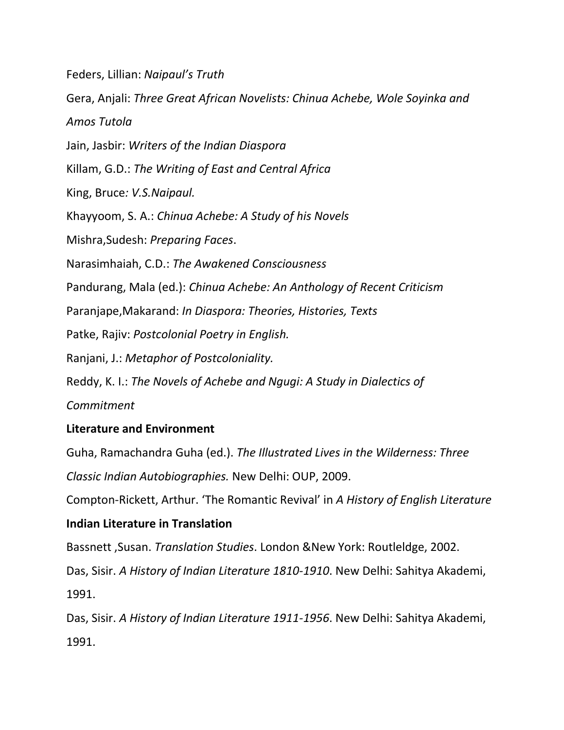Feders, Lillian: *Naipaul's Truth*

Gera, Anjali: *Three Great African Novelists: Chinua Achebe, Wole Soyinka and Amos Tutola*

Jain, Jasbir: *Writers of the Indian Diaspora*

Killam, G.D.: *The Writing of East and Central Africa*

King, Bruce*: V.S.Naipaul.*

Khayyoom, S. A.: *Chinua Achebe: A Study of his Novels*

Mishra,Sudesh: *Preparing Faces*.

Narasimhaiah, C.D.: *The Awakened Consciousness*

Pandurang, Mala (ed.): *Chinua Achebe: An Anthology of Recent Criticism*

Paranjape,Makarand: *In Diaspora: Theories, Histories, Texts*

Patke, Rajiv: *Postcolonial Poetry in English.*

Ranjani, J.: *Metaphor of Postcoloniality.*

Reddy, K. I.: *The Novels of Achebe and Ngugi: A Study in Dialectics of Commitment*

**Literature and Environment**

Guha, Ramachandra Guha (ed.). *The Illustrated Lives in the Wilderness: Three Classic Indian Autobiographies.* New Delhi: OUP, 2009.

Compton-Rickett, Arthur. 'The Romantic Revival' in *A History of English Literature*

**Indian Literature in Translation**

Bassnett ,Susan. *Translation Studies*. London &New York: Routleldge, 2002.

Das, Sisir. *A History of Indian Literature 1810-1910*. New Delhi: Sahitya Akademi, 1991.

Das, Sisir. *A History of Indian Literature 1911-1956*. New Delhi: Sahitya Akademi, 1991.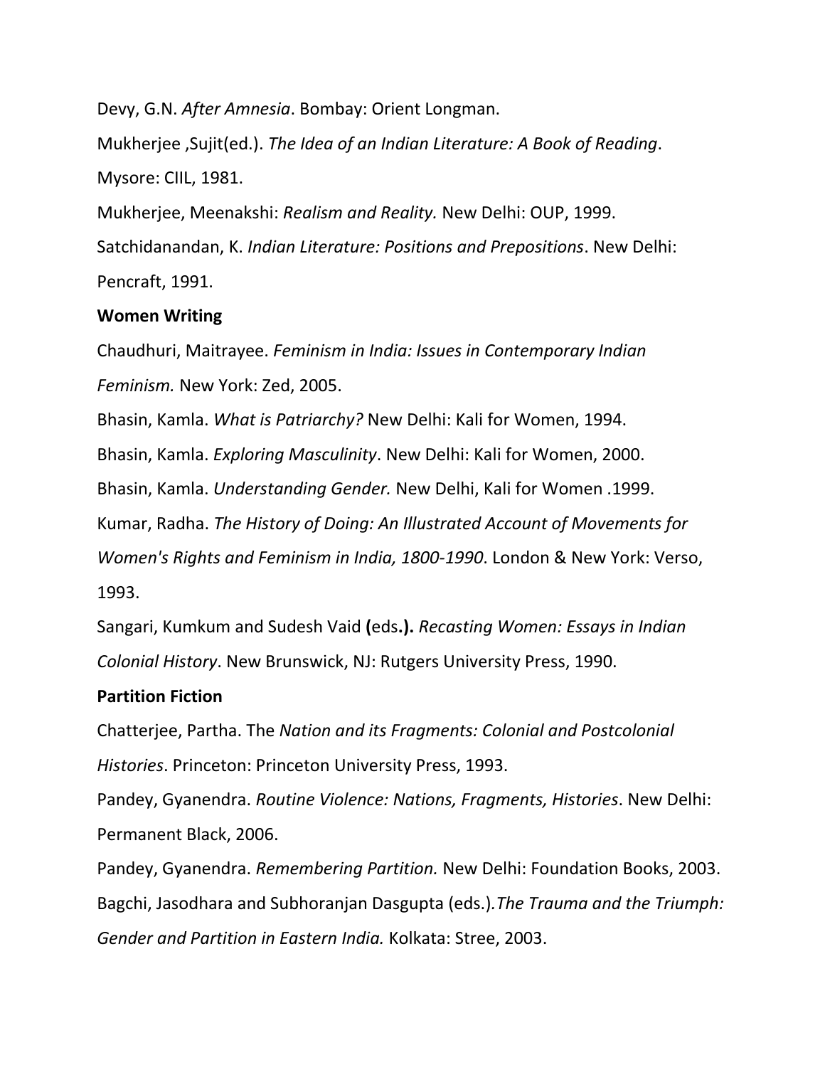Devy, G.N. *After Amnesia*. Bombay: Orient Longman.

Mukherjee ,Sujit(ed.). *The Idea of an Indian Literature: A Book of Reading*. Mysore: CIIL, 1981.

Mukherjee, Meenakshi: *Realism and Reality.* New Delhi: OUP, 1999.

Satchidanandan, K. *Indian Literature: Positions and Prepositions*. New Delhi: Pencraft, 1991.

**Women Writing**

Chaudhuri, Maitrayee. *Feminism in India: Issues in Contemporary Indian Feminism.* New York: Zed, 2005.

Bhasin, Kamla. *What is Patriarchy?* New Delhi: Kali for Women, 1994.

Bhasin, Kamla. *Exploring Masculinity*. New Delhi: Kali for Women, 2000.

Bhasin, Kamla. *Understanding Gender.* New Delhi, Kali for Women .1999.

Kumar, Radha. *The History of Doing: An Illustrated Account of Movements for Women's Rights and Feminism in India, 1800-1990*. London & New York: Verso, 1993.

Sangari, Kumkum and Sudesh Vaid **(**eds**.).** *Recasting Women: Essays in Indian Colonial History*. New Brunswick, NJ: Rutgers University Press, 1990.

**Partition Fiction**

Chatterjee, Partha. The *Nation and its Fragments: Colonial and Postcolonial Histories*. Princeton: Princeton University Press, 1993.

Pandey, Gyanendra. *Routine Violence: Nations, Fragments, Histories*. New Delhi: Permanent Black, 2006.

Pandey, Gyanendra. *Remembering Partition.* New Delhi: Foundation Books, 2003.

Bagchi, Jasodhara and Subhoranjan Dasgupta (eds.).*The Trauma and the Triumph: Gender and Partition in Eastern India.* Kolkata: Stree, 2003.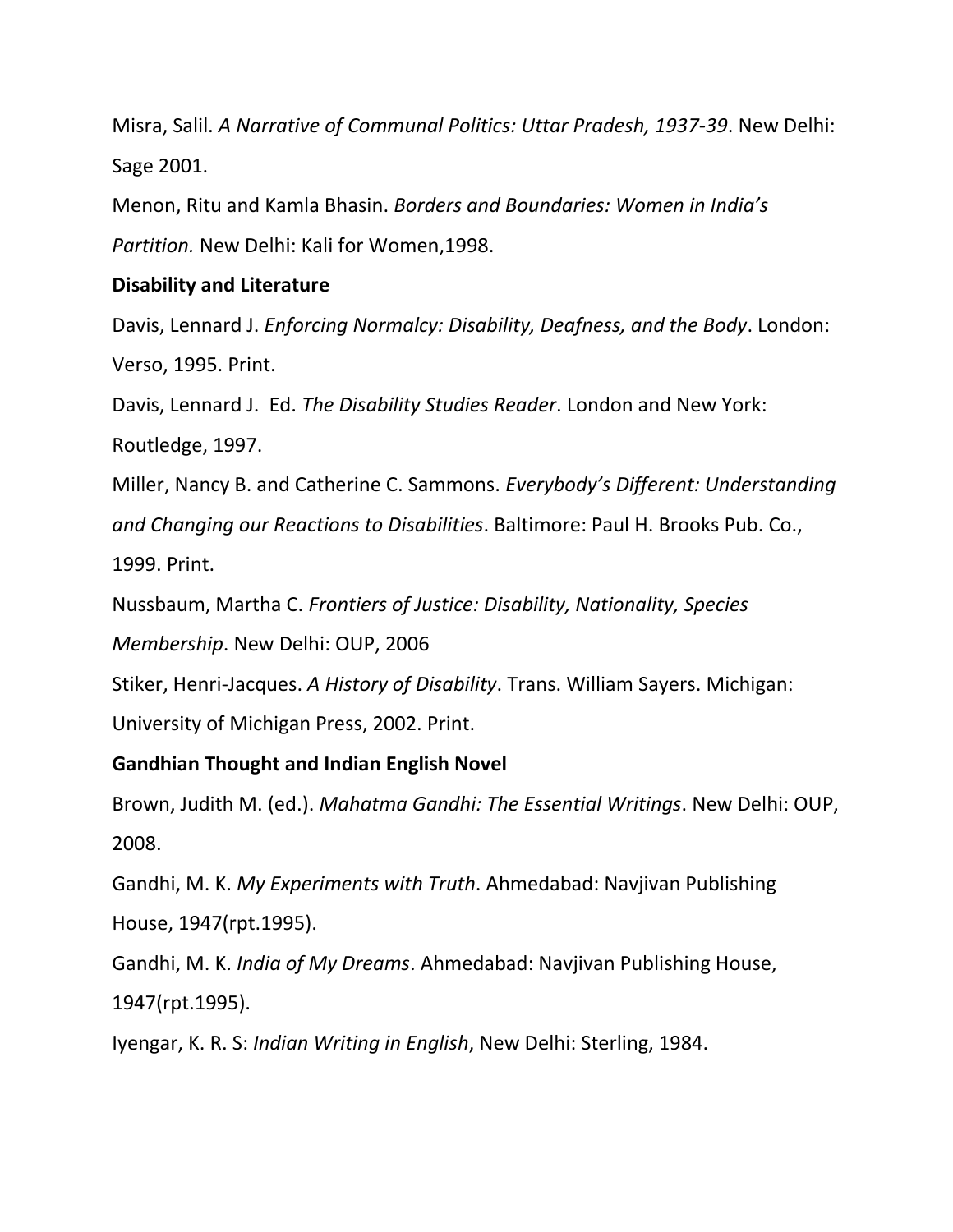Misra, Salil. *A Narrative of Communal Politics: Uttar Pradesh, 1937-39*. New Delhi: Sage 2001.

Menon, Ritu and Kamla Bhasin. *Borders and Boundaries: Women in India's Partition.* New Delhi: Kali for Women,1998.

**Disability and Literature**

Davis, Lennard J. *Enforcing Normalcy: Disability, Deafness, and the Body*. London: Verso, 1995. Print.

Davis, Lennard J. Ed. *The Disability Studies Reader*. London and New York: Routledge, 1997.

Miller, Nancy B. and Catherine C. Sammons. *Everybody's Different: Understanding and Changing our Reactions to Disabilities*. Baltimore: Paul H. Brooks Pub. Co., 1999. Print.

Nussbaum, Martha C. *Frontiers of Justice: Disability, Nationality, Species Membership*. New Delhi: OUP, 2006

Stiker, Henri-Jacques. *A History of Disability*. Trans. William Sayers. Michigan: University of Michigan Press, 2002. Print.

**Gandhian Thought and Indian English Novel**

Brown, Judith M. (ed.). *Mahatma Gandhi: The Essential Writings*. New Delhi: OUP, 2008.

Gandhi, M. K. *My Experiments with Truth*. Ahmedabad: Navjivan Publishing House, 1947(rpt.1995).

Gandhi, M. K. *India of My Dreams*. Ahmedabad: Navjivan Publishing House, 1947(rpt.1995).

Iyengar, K. R. S: *Indian Writing in English*, New Delhi: Sterling, 1984.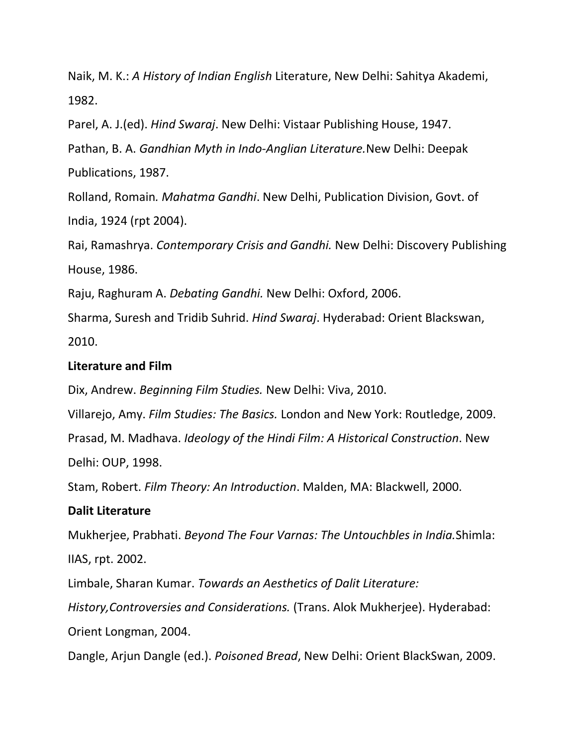Naik, M. K.: *A History of Indian English* Literature, New Delhi: Sahitya Akademi, 1982.

Parel, A. J.(ed). *Hind Swaraj*. New Delhi: Vistaar Publishing House, 1947.

Pathan, B. A. *Gandhian Myth in Indo-Anglian Literature.*New Delhi: Deepak Publications, 1987.

Rolland, Romain*. Mahatma Gandhi*. New Delhi, Publication Division, Govt. of India, 1924 (rpt 2004).

Rai, Ramashrya. *Contemporary Crisis and Gandhi.* New Delhi: Discovery Publishing House, 1986.

Raju, Raghuram A. *Debating Gandhi.* New Delhi: Oxford, 2006.

Sharma, Suresh and Tridib Suhrid. *Hind Swaraj*. Hyderabad: Orient Blackswan, 2010.

**Literature and Film**

Dix, Andrew. *Beginning Film Studies.* New Delhi: Viva, 2010.

Villarejo, Amy. *Film Studies: The Basics.* London and New York: Routledge, 2009.

Prasad, M. Madhava. *Ideology of the Hindi Film: A Historical Construction*. New Delhi: OUP, 1998.

Stam, Robert. *Film Theory: An Introduction*. Malden, MA: Blackwell, 2000.

**Dalit Literature**

Mukherjee, Prabhati. *Beyond The Four Varnas: The Untouchbles in India.*Shimla: IIAS, rpt. 2002.

Limbale, Sharan Kumar. *Towards an Aesthetics of Dalit Literature: History,Controversies and Considerations.* (Trans. Alok Mukherjee). Hyderabad: Orient Longman, 2004.

Dangle, Arjun Dangle (ed.). *Poisoned Bread*, New Delhi: Orient BlackSwan, 2009.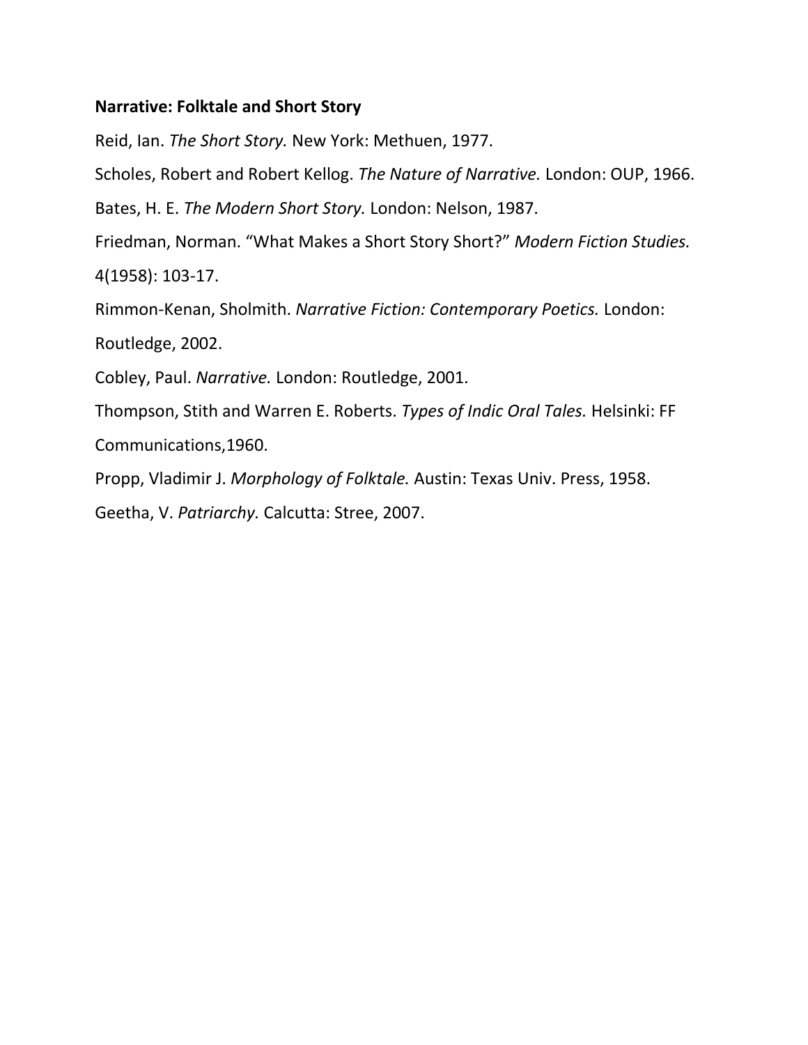**Narrative: Folktale and Short Story**

Reid, Ian. *The Short Story.* New York: Methuen, 1977.

Scholes, Robert and Robert Kellog. *The Nature of Narrative.* London: OUP, 1966.

Bates, H. E. *The Modern Short Story.* London: Nelson, 1987.

Friedman, Norman. "What Makes a Short Story Short?" *Modern Fiction Studies.* 4(1958): 103-17.

Rimmon-Kenan, Sholmith. *Narrative Fiction: Contemporary Poetics.* London: Routledge, 2002.

Cobley, Paul. *Narrative.* London: Routledge, 2001.

Thompson, Stith and Warren E. Roberts. *Types of Indic Oral Tales.* Helsinki: FF Communications,1960.

Propp, Vladimir J. *Morphology of Folktale.* Austin: Texas Univ. Press, 1958.

Geetha, V. *Patriarchy.* Calcutta: Stree, 2007.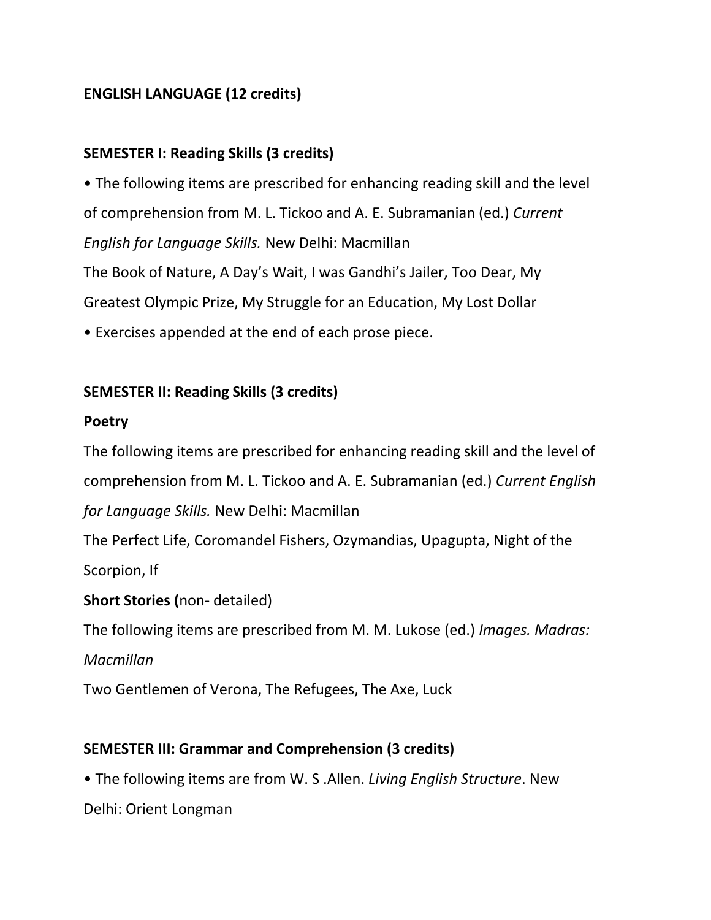**ENGLISH LANGUAGE (12 credits)**

**SEMESTER I: Reading Skills (3 credits)**

- The following items are prescribed for enhancing reading skill and the level of comprehension from M. L. Tickoo and A. E. Subramanian (ed.) *Current English for Language Skills.* New Delhi: Macmillan

The Book of Nature, A Day's Wait, I was Gandhi's Jailer, Too Dear, My Greatest Olympic Prize, My Struggle for an Education, My Lost Dollar

- Exercises appended at the end of each prose piece.

**SEMESTER II: Reading Skills (3 credits)**

**Poetry**

The following items are prescribed for enhancing reading skill and the level of comprehension from M. L. Tickoo and A. E. Subramanian (ed.) *Current English for Language Skills.* New Delhi: Macmillan

The Perfect Life, Coromandel Fishers, Ozymandias, Upagupta, Night of the Scorpion, If

**Short Stories (**non- detailed)

The following items are prescribed from M. M. Lukose (ed.) *Images. Madras: Macmillan*

Two Gentlemen of Verona, The Refugees, The Axe, Luck

**SEMESTER III: Grammar and Comprehension (3 credits)**

- The following items are from W. S .Allen. *Living English Structure*. New Delhi: Orient Longman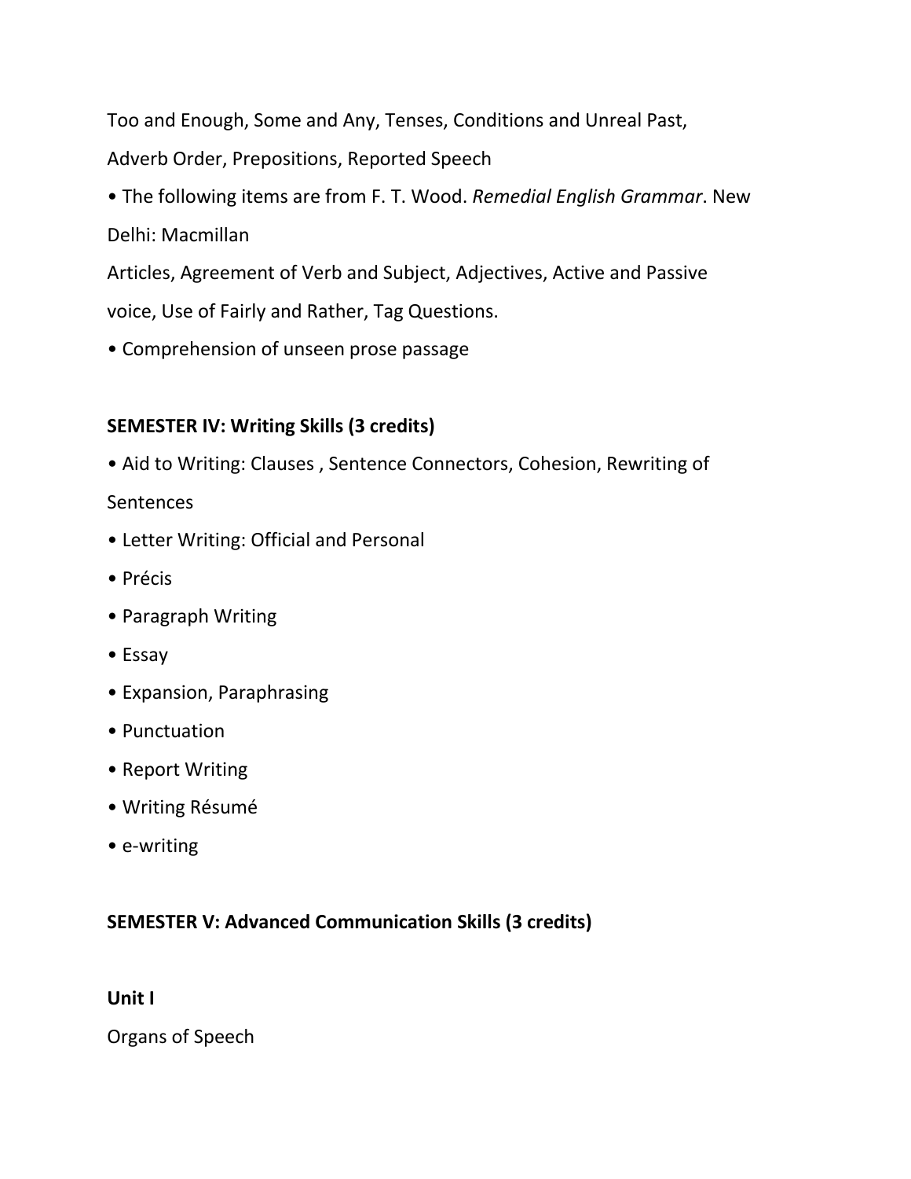Too and Enough, Some and Any, Tenses, Conditions and Unreal Past, Adverb Order, Prepositions, Reported Speech

- The following items are from F. T. Wood. *Remedial English Grammar*. New Delhi: Macmillan

Articles, Agreement of Verb and Subject, Adjectives, Active and Passive voice, Use of Fairly and Rather, Tag Questions.

- Comprehension of unseen prose passage

**SEMESTER IV: Writing Skills (3 credits)**

- Aid to Writing: Clauses , Sentence Connectors, Cohesion, Rewriting of Sentences
- Letter Writing: Official and Personal
- Précis
- Paragraph Writing
- Essay
- Expansion, Paraphrasing
- Punctuation
- Report Writing
- Writing Résumé
- e-writing

**SEMESTER V: Advanced Communication Skills (3 credits)**

**Unit I**

Organs of Speech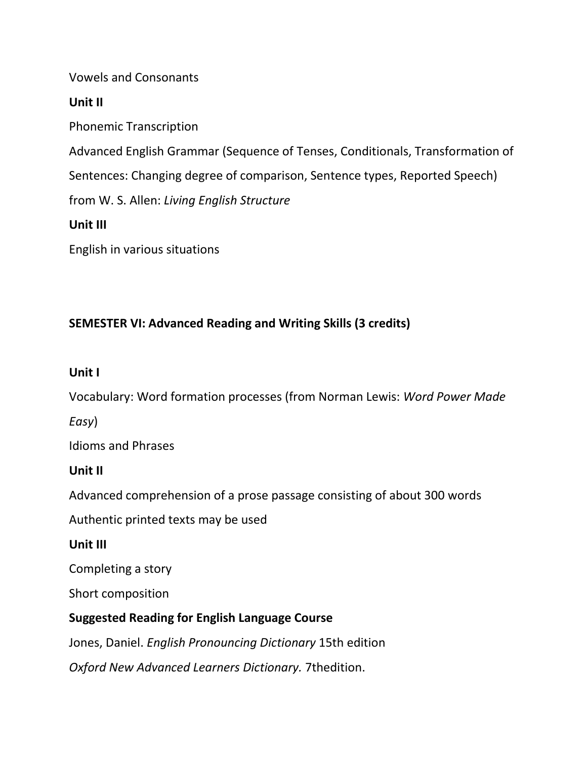Vowels and Consonants

**Unit II**

Phonemic Transcription

Advanced English Grammar (Sequence of Tenses, Conditionals, Transformation of Sentences: Changing degree of comparison, Sentence types, Reported Speech) from W. S. Allen: *Living English Structure*

**Unit III**

English in various situations

**SEMESTER VI: Advanced Reading and Writing Skills (3 credits)**

**Unit I**

Vocabulary: Word formation processes (from Norman Lewis: *Word Power Made Easy*)

Idioms and Phrases

**Unit II**

Advanced comprehension of a prose passage consisting of about 300 words

Authentic printed texts may be used

**Unit III**

Completing a story

Short composition

**Suggested Reading for English Language Course**

Jones, Daniel. *English Pronouncing Dictionary* 15th edition

*Oxford New Advanced Learners Dictionary.* 7thedition.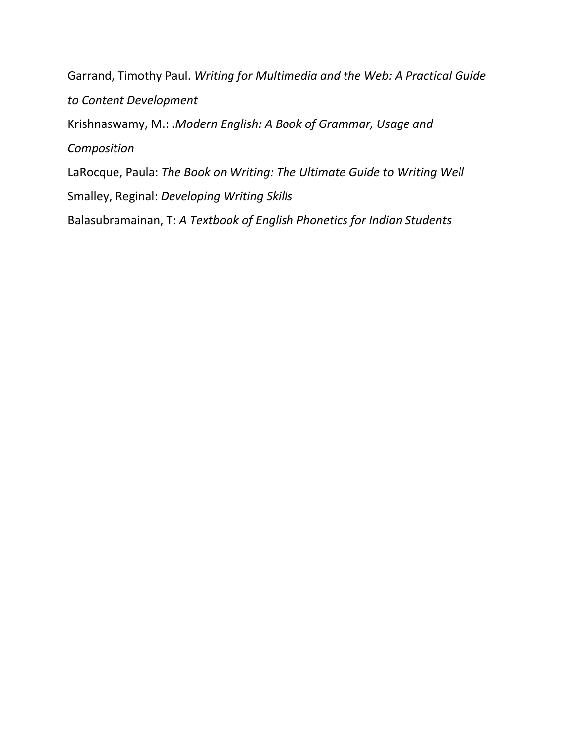Garrand, Timothy Paul. *Writing for Multimedia and the Web: A Practical Guide to Content Development*

Krishnaswamy, M.: .*Modern English: A Book of Grammar, Usage and Composition*

LaRocque, Paula: *The Book on Writing: The Ultimate Guide to Writing Well*

Smalley, Reginal: *Developing Writing Skills*

Balasubramainan, T: *A Textbook of English Phonetics for Indian Students*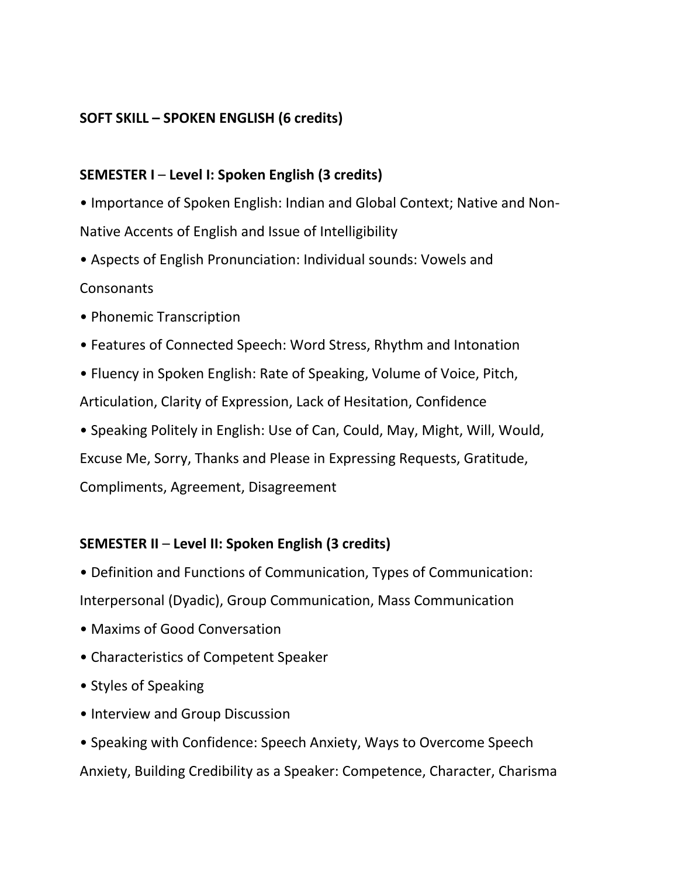**SOFT SKILL – SPOKEN ENGLISH (6 credits)**

**SEMESTER I – Level I: Spoken English (3 credits)**

- Importance of Spoken English: Indian and Global Context; Native and Non-Native Accents of English and Issue of Intelligibility
- Aspects of English Pronunciation: Individual sounds: Vowels and Consonants
- Phonemic Transcription
- Features of Connected Speech: Word Stress, Rhythm and Intonation
- Fluency in Spoken English: Rate of Speaking, Volume of Voice, Pitch, Articulation, Clarity of Expression, Lack of Hesitation, Confidence
- Speaking Politely in English: Use of Can, Could, May, Might, Will, Would, Excuse Me, Sorry, Thanks and Please in Expressing Requests, Gratitude, Compliments, Agreement, Disagreement

**SEMESTER II – Level II: Spoken English (3 credits)**

- Definition and Functions of Communication, Types of Communication: Interpersonal (Dyadic), Group Communication, Mass Communication
- Maxims of Good Conversation
- Characteristics of Competent Speaker
- Styles of Speaking
- Interview and Group Discussion
- Speaking with Confidence: Speech Anxiety, Ways to Overcome Speech Anxiety, Building Credibility as a Speaker: Competence, Character, Charisma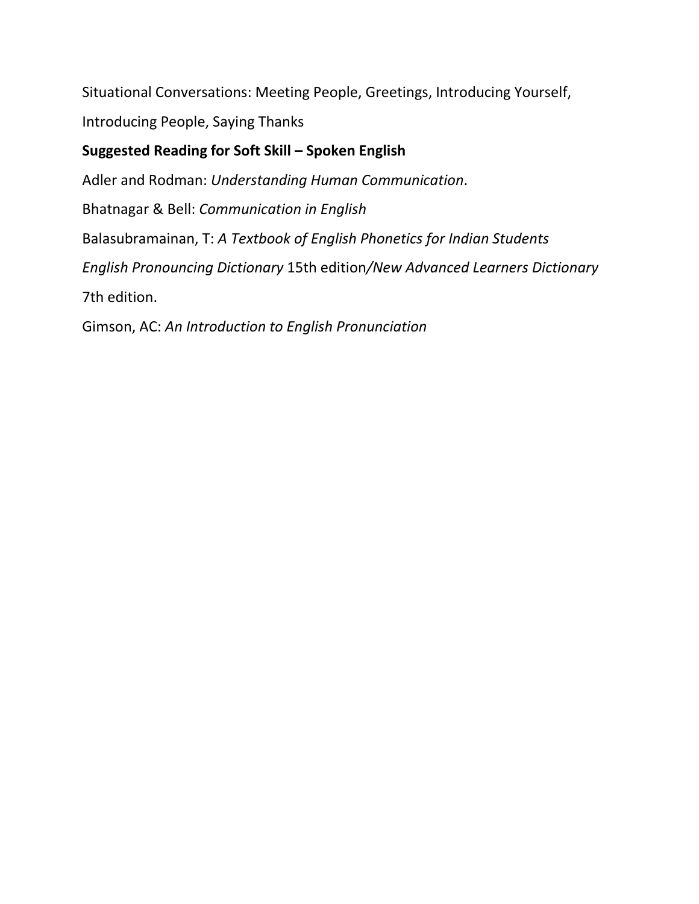Situational Conversations: Meeting People, Greetings, Introducing Yourself, Introducing People, Saying Thanks

**Suggested Reading for Soft Skill – Spoken English**

Adler and Rodman: *Understanding Human Communication*.

Bhatnagar & Bell: *Communication in English*

Balasubramainan, T: *A Textbook of English Phonetics for Indian Students*

*English Pronouncing Dictionary* 15th edition/*New Advanced Learners Dictionary* 7th edition.

Gimson, AC: *An Introduction to English Pronunciation*